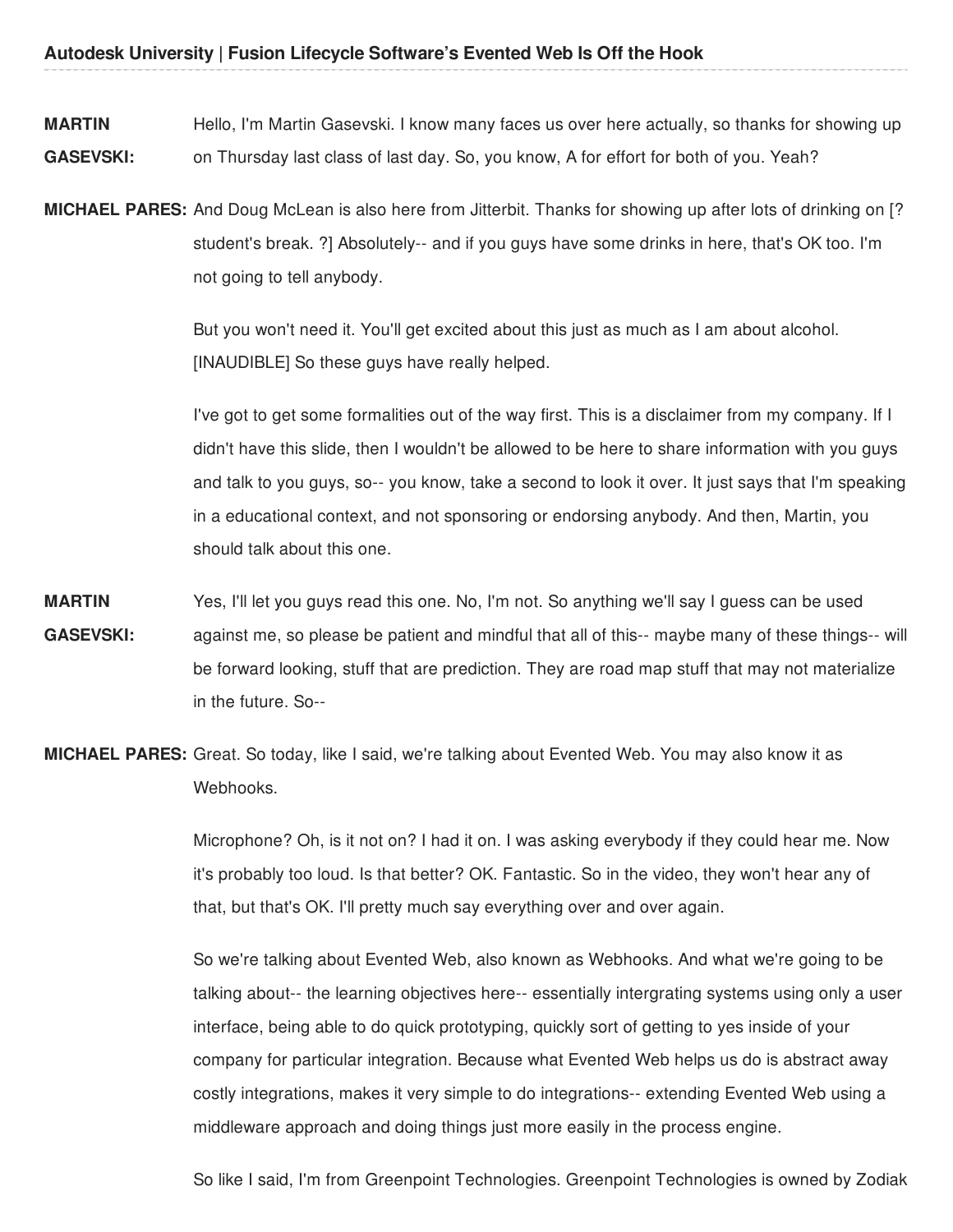**MARTIN GASEVSKI:** Hello, I'm Martin Gasevski. I know many faces us over here actually, so thanks for showing up on Thursday last class of last day. So, you know, A for effort for both of you. Yeah?

**MICHAEL PARES:** And Doug McLean is also here from Jitterbit. Thanks for showing up after lots of drinking on [? student's break. ?] Absolutely-- and if you guys have some drinks in here, that's OK too. I'm not going to tell anybody.

But you won't need it. You'll get excited about this just as much as I am about alcohol. [INAUDIBLE] So these guys have really helped.

I've got to get some formalities out of the way first. This is a disclaimer from my company. If I didn't have this slide, then I wouldn't be allowed to be here to share information with you guys and talk to you guys, so-- you know, take a second to look it over. It just says that I'm speaking in a educational context, and not sponsoring or endorsing anybody. And then, Martin, you should talk about this one.

**MARTIN GASEVSKI:** Yes, I'll let you guys read this one. No, I'm not. So anything we'll say I guess can be used against me, so please be patient and mindful that all of this-- maybe many of these things-- will be forward looking, stuff that are prediction. They are road map stuff that may not materialize in the future. So--

**MICHAEL PARES:** Great. So today, like I said, we're talking about Evented Web. You may also know it as Webhooks.

Microphone? Oh, is it not on? I had it on. I was asking everybody if they could hear me. Now it's probably too loud. Is that better? OK. Fantastic. So in the video, they won't hear any of that, but that's OK. I'll pretty much say everything over and over again.

So we're talking about Evented Web, also known as Webhooks. And what we're going to be talking about-- the learning objectives here-- essentially intergrating systems using only a user interface, being able to do quick prototyping, quickly sort of getting to yes inside of your company for particular integration. Because what Evented Web helps us do is abstract away costly integrations, makes it very simple to do integrations-- extending Evented Web using a middleware approach and doing things just more easily in the process engine.

So like I said, I'm from Greenpoint Technologies. Greenpoint Technologies is owned by Zodiak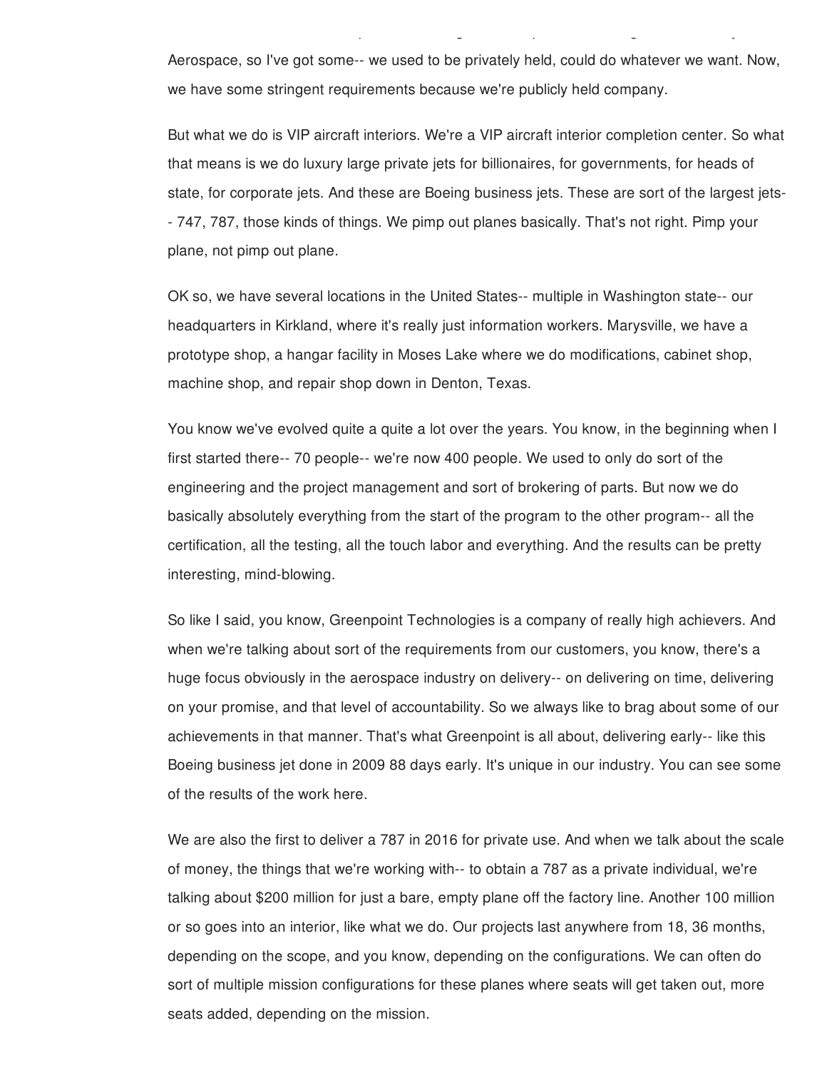Aerospace, so I've got some-- we used to be privately held, could do whatever we want. Now, we have some stringent requirements because we're publicly held company.

But what we do is VIP aircraft interiors. We're a VIP aircraft interior completion center. So what that means is we do luxury large private jets for billionaires, for governments, for heads of state, for corporate jets. And these are Boeing business jets. These are sort of the largest jets-- 747, 787, those kinds of things. We pimp out planes basically. That's not right. Pimp your plane, not pimp out plane.

OK so, we have several locations in the United States-- multiple in Washington state-- our headquarters in Kirkland, where it's really just information workers. Marysville, we have a prototype shop, a hangar facility in Moses Lake where we do modifications, cabinet shop, machine shop, and repair shop down in Denton, Texas.

You know we've evolved quite a quite a lot over the years. You know, in the beginning when I first started there-- 70 people-- we're now 400 people. We used to only do sort of the engineering and the project management and sort of brokering of parts. But now we do basically absolutely everything from the start of the program to the other program-- all the certification, all the testing, all the touch labor and everything. And the results can be pretty interesting, mind-blowing.

So like I said, you know, Greenpoint Technologies is a company of really high achievers. And when we're talking about sort of the requirements from our customers, you know, there's a huge focus obviously in the aerospace industry on delivery-- on delivering on time, delivering on your promise, and that level of accountability. So we always like to brag about some of our achievements in that manner. That's what Greenpoint is all about, delivering early-- like this Boeing business jet done in 2009 88 days early. It's unique in our industry. You can see some of the results of the work here.

We are also the first to deliver a 787 in 2016 for private use. And when we talk about the scale of money, the things that we're working with-- to obtain a 787 as a private individual, we're talking about $200 million for just a bare, empty plane off the factory line. Another 100 million or so goes into an interior, like what we do. Our projects last anywhere from 18, 36 months, depending on the scope, and you know, depending on the configurations. We can often do sort of multiple mission configurations for these planes where seats will get taken out, more seats added, depending on the mission.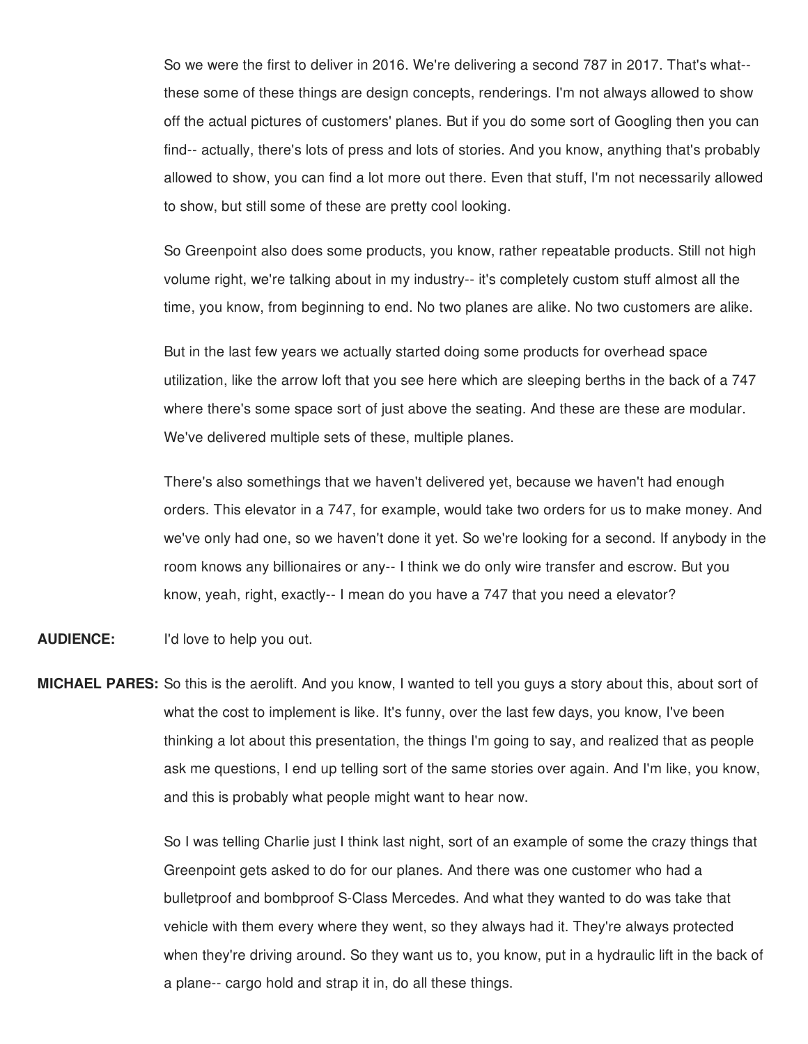So we were the first to deliver in 2016. We're delivering a second 787 in 2017. That's what-- these some of these things are design concepts, renderings. I'm not always allowed to show off the actual pictures of customers' planes. But if you do some sort of Googling then you can find-- actually, there's lots of press and lots of stories. And you know, anything that's probably allowed to show, you can find a lot more out there. Even that stuff, I'm not necessarily allowed to show, but still some of these are pretty cool looking.

So Greenpoint also does some products, you know, rather repeatable products. Still not high volume right, we're talking about in my industry-- it's completely custom stuff almost all the time, you know, from beginning to end. No two planes are alike. No two customers are alike.

But in the last few years we actually started doing some products for overhead space utilization, like the arrow loft that you see here which are sleeping berths in the back of a 747 where there's some space sort of just above the seating. And these are these are modular. We've delivered multiple sets of these, multiple planes.

There's also somethings that we haven't delivered yet, because we haven't had enough orders. This elevator in a 747, for example, would take two orders for us to make money. And we've only had one, so we haven't done it yet. So we're looking for a second. If anybody in the room knows any billionaires or any-- I think we do only wire transfer and escrow. But you know, yeah, right, exactly-- I mean do you have a 747 that you need a elevator?

**AUDIENCE:** I'd love to help you out.

**MICHAEL PARES:** So this is the aerolift. And you know, I wanted to tell you guys a story about this, about sort of what the cost to implement is like. It's funny, over the last few days, you know, I've been thinking a lot about this presentation, the things I'm going to say, and realized that as people ask me questions, I end up telling sort of the same stories over again. And I'm like, you know, and this is probably what people might want to hear now.

So I was telling Charlie just I think last night, sort of an example of some the crazy things that Greenpoint gets asked to do for our planes. And there was one customer who had a bulletproof and bombproof S-Class Mercedes. And what they wanted to do was take that vehicle with them every where they went, so they always had it. They're always protected when they're driving around. So they want us to, you know, put in a hydraulic lift in the back of a plane-- cargo hold and strap it in, do all these things.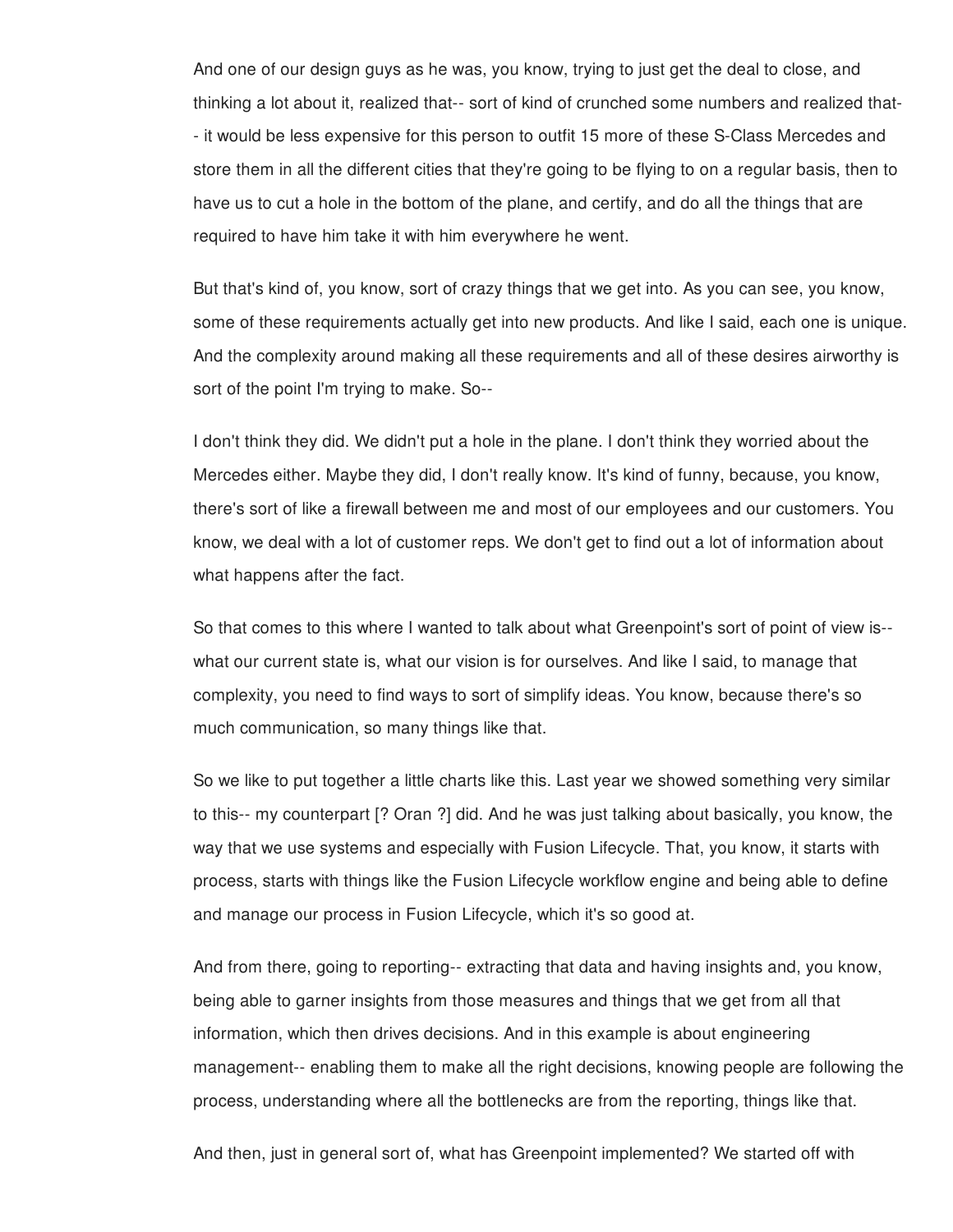And one of our design guys as he was, you know, trying to just get the deal to close, and thinking a lot about it, realized that-- sort of kind of crunched some numbers and realized that-- it would be less expensive for this person to outfit 15 more of these S-Class Mercedes and store them in all the different cities that they're going to be flying to on a regular basis, then to have us to cut a hole in the bottom of the plane, and certify, and do all the things that are required to have him take it with him everywhere he went.

But that's kind of, you know, sort of crazy things that we get into. As you can see, you know, some of these requirements actually get into new products. And like I said, each one is unique. And the complexity around making all these requirements and all of these desires airworthy is sort of the point I'm trying to make. So--

I don't think they did. We didn't put a hole in the plane. I don't think they worried about the Mercedes either. Maybe they did, I don't really know. It's kind of funny, because, you know, there's sort of like a firewall between me and most of our employees and our customers. You know, we deal with a lot of customer reps. We don't get to find out a lot of information about what happens after the fact.

So that comes to this where I wanted to talk about what Greenpoint's sort of point of view is-- what our current state is, what our vision is for ourselves. And like I said, to manage that complexity, you need to find ways to sort of simplify ideas. You know, because there's so much communication, so many things like that.

So we like to put together a little charts like this. Last year we showed something very similar to this-- my counterpart [? Oran ?] did. And he was just talking about basically, you know, the way that we use systems and especially with Fusion Lifecycle. That, you know, it starts with process, starts with things like the Fusion Lifecycle workflow engine and being able to define and manage our process in Fusion Lifecycle, which it's so good at.

And from there, going to reporting-- extracting that data and having insights and, you know, being able to garner insights from those measures and things that we get from all that information, which then drives decisions. And in this example is about engineering management-- enabling them to make all the right decisions, knowing people are following the process, understanding where all the bottlenecks are from the reporting, things like that.

And then, just in general sort of, what has Greenpoint implemented? We started off with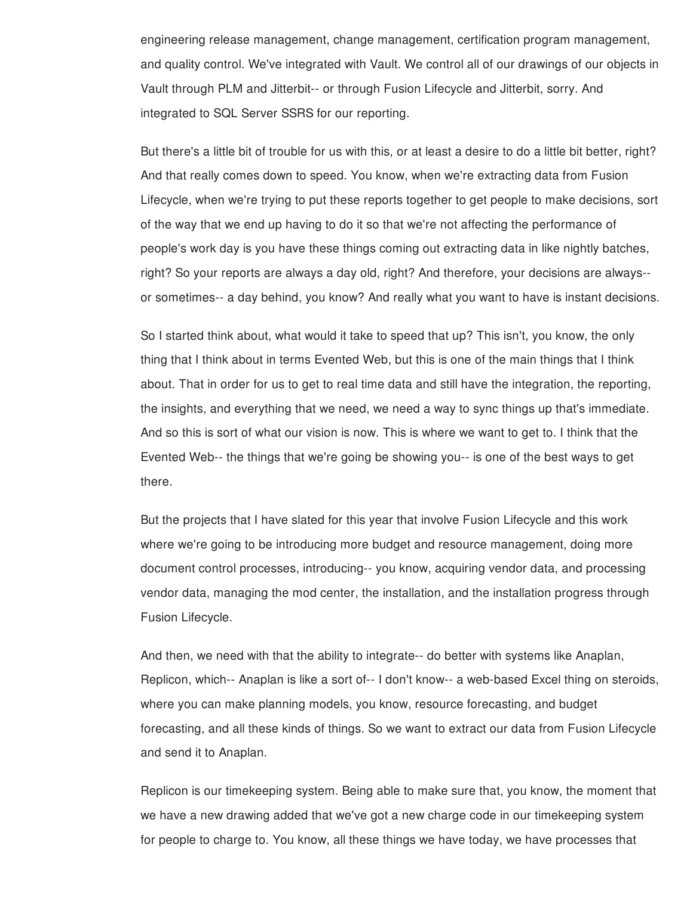engineering release management, change management, certification program management, and quality control. We've integrated with Vault. We control all of our drawings of our objects in Vault through PLM and Jitterbit-- or through Fusion Lifecycle and Jitterbit, sorry. And integrated to SQL Server SSRS for our reporting.

But there's a little bit of trouble for us with this, or at least a desire to do a little bit better, right? And that really comes down to speed. You know, when we're extracting data from Fusion Lifecycle, when we're trying to put these reports together to get people to make decisions, sort of the way that we end up having to do it so that we're not affecting the performance of people's work day is you have these things coming out extracting data in like nightly batches, right? So your reports are always a day old, right? And therefore, your decisions are always-- or sometimes-- a day behind, you know? And really what you want to have is instant decisions.

So I started think about, what would it take to speed that up? This isn't, you know, the only thing that I think about in terms Evented Web, but this is one of the main things that I think about. That in order for us to get to real time data and still have the integration, the reporting, the insights, and everything that we need, we need a way to sync things up that's immediate. And so this is sort of what our vision is now. This is where we want to get to. I think that the Evented Web-- the things that we're going be showing you-- is one of the best ways to get there.

But the projects that I have slated for this year that involve Fusion Lifecycle and this work where we're going to be introducing more budget and resource management, doing more document control processes, introducing-- you know, acquiring vendor data, and processing vendor data, managing the mod center, the installation, and the installation progress through Fusion Lifecycle.

And then, we need with that the ability to integrate-- do better with systems like Anaplan, Replicon, which-- Anaplan is like a sort of-- I don't know-- a web-based Excel thing on steroids, where you can make planning models, you know, resource forecasting, and budget forecasting, and all these kinds of things. So we want to extract our data from Fusion Lifecycle and send it to Anaplan.

Replicon is our timekeeping system. Being able to make sure that, you know, the moment that we have a new drawing added that we've got a new charge code in our timekeeping system for people to charge to. You know, all these things we have today, we have processes that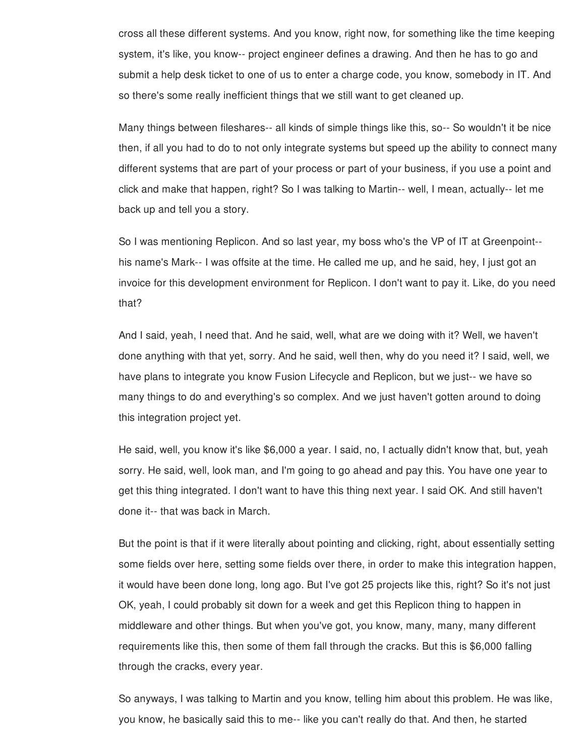cross all these different systems. And you know, right now, for something like the time keeping system, it's like, you know-- project engineer defines a drawing. And then he has to go and submit a help desk ticket to one of us to enter a charge code, you know, somebody in IT. And so there's some really inefficient things that we still want to get cleaned up.

Many things between fileshares-- all kinds of simple things like this, so-- So wouldn't it be nice then, if all you had to do to not only integrate systems but speed up the ability to connect many different systems that are part of your process or part of your business, if you use a point and click and make that happen, right? So I was talking to Martin-- well, I mean, actually-- let me back up and tell you a story.

So I was mentioning Replicon. And so last year, my boss who's the VP of IT at Greenpoint-- his name's Mark-- I was offsite at the time. He called me up, and he said, hey, I just got an invoice for this development environment for Replicon. I don't want to pay it. Like, do you need that?

And I said, yeah, I need that. And he said, well, what are we doing with it? Well, we haven't done anything with that yet, sorry. And he said, well then, why do you need it? I said, well, we have plans to integrate you know Fusion Lifecycle and Replicon, but we just-- we have so many things to do and everything's so complex. And we just haven't gotten around to doing this integration project yet.

He said, well, you know it's like $6,000 a year. I said, no, I actually didn't know that, but, yeah sorry. He said, well, look man, and I'm going to go ahead and pay this. You have one year to get this thing integrated. I don't want to have this thing next year. I said OK. And still haven't done it-- that was back in March.

But the point is that if it were literally about pointing and clicking, right, about essentially setting some fields over here, setting some fields over there, in order to make this integration happen, it would have been done long, long ago. But I've got 25 projects like this, right? So it's not just OK, yeah, I could probably sit down for a week and get this Replicon thing to happen in middleware and other things. But when you've got, you know, many, many, many different requirements like this, then some of them fall through the cracks. But this is $6,000 falling through the cracks, every year.

So anyways, I was talking to Martin and you know, telling him about this problem. He was like, you know, he basically said this to me-- like you can't really do that. And then, he started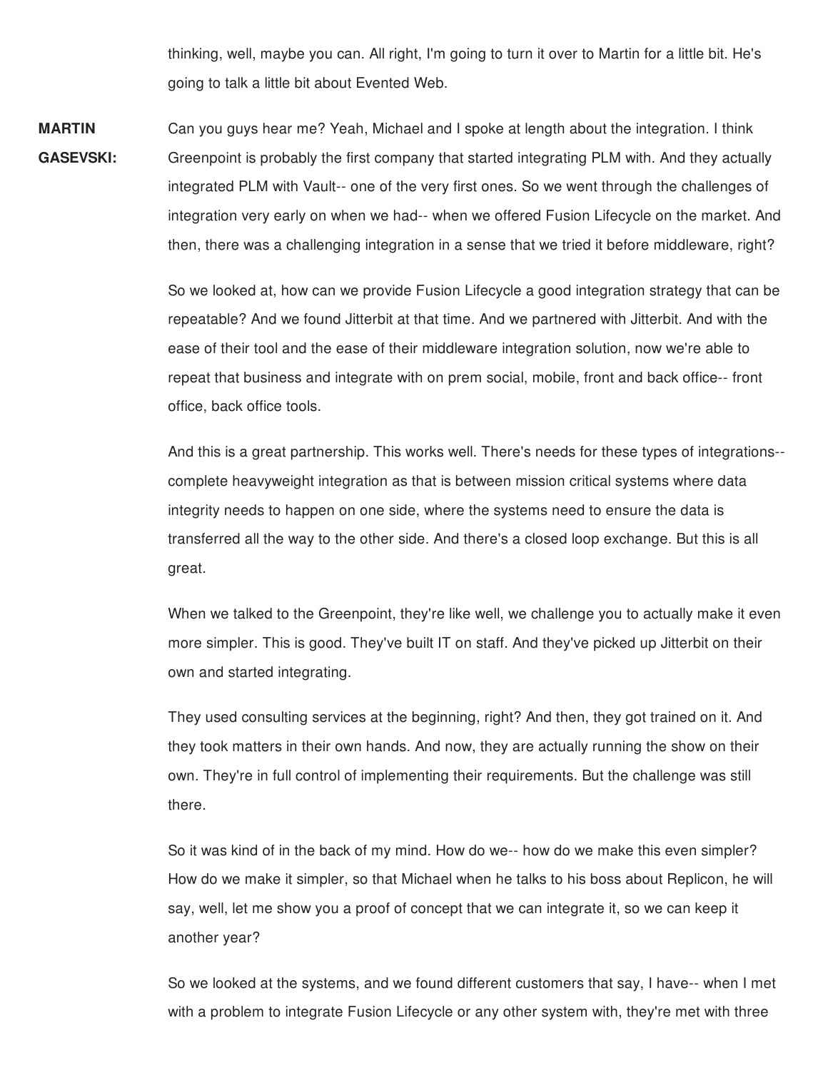thinking, well, maybe you can. All right, I'm going to turn it over to Martin for a little bit. He's going to talk a little bit about Evented Web.

**MARTIN GASEVSKI:** Can you guys hear me? Yeah, Michael and I spoke at length about the integration. I think Greenpoint is probably the first company that started integrating PLM with. And they actually integrated PLM with Vault-- one of the very first ones. So we went through the challenges of integration very early on when we had-- when we offered Fusion Lifecycle on the market. And then, there was a challenging integration in a sense that we tried it before middleware, right?

So we looked at, how can we provide Fusion Lifecycle a good integration strategy that can be repeatable? And we found Jitterbit at that time. And we partnered with Jitterbit. And with the ease of their tool and the ease of their middleware integration solution, now we're able to repeat that business and integrate with on prem social, mobile, front and back office-- front office, back office tools.

And this is a great partnership. This works well. There's needs for these types of integrations-- complete heavyweight integration as that is between mission critical systems where data integrity needs to happen on one side, where the systems need to ensure the data is transferred all the way to the other side. And there's a closed loop exchange. But this is all great.

When we talked to the Greenpoint, they're like well, we challenge you to actually make it even more simpler. This is good. They've built IT on staff. And they've picked up Jitterbit on their own and started integrating.

They used consulting services at the beginning, right? And then, they got trained on it. And they took matters in their own hands. And now, they are actually running the show on their own. They're in full control of implementing their requirements. But the challenge was still there.

So it was kind of in the back of my mind. How do we-- how do we make this even simpler? How do we make it simpler, so that Michael when he talks to his boss about Replicon, he will say, well, let me show you a proof of concept that we can integrate it, so we can keep it another year?

So we looked at the systems, and we found different customers that say, I have-- when I met with a problem to integrate Fusion Lifecycle or any other system with, they're met with three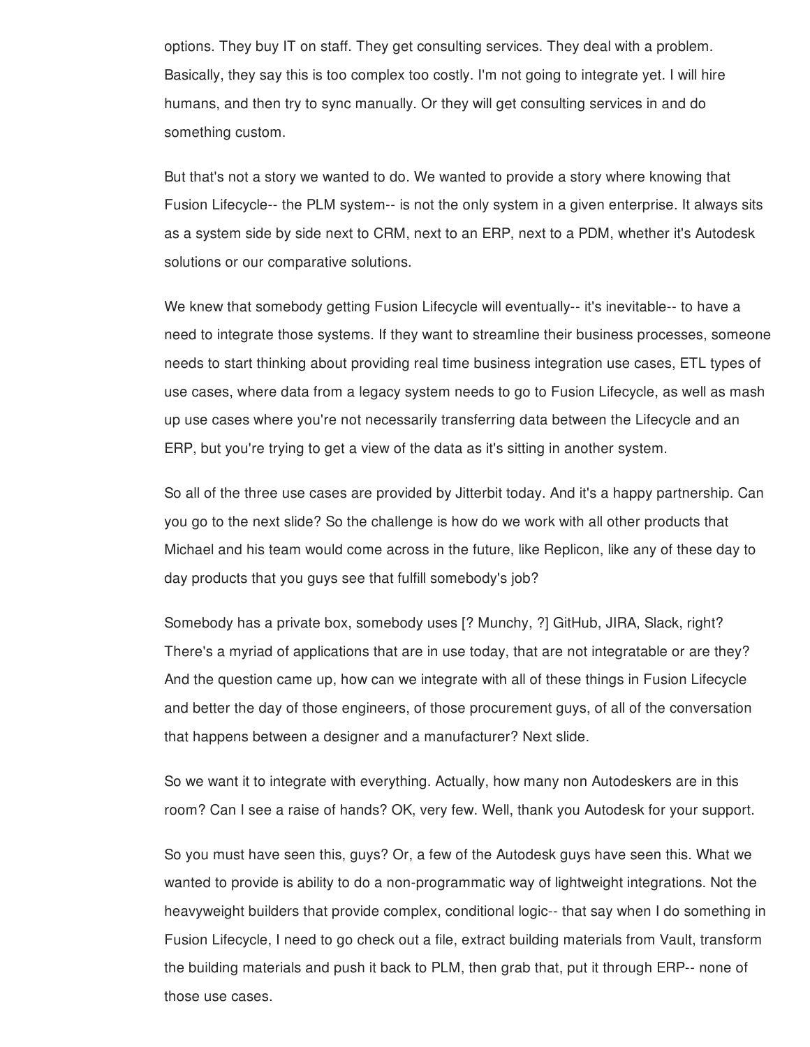options. They buy IT on staff. They get consulting services. They deal with a problem. Basically, they say this is too complex too costly. I'm not going to integrate yet. I will hire humans, and then try to sync manually. Or they will get consulting services in and do something custom.

But that's not a story we wanted to do. We wanted to provide a story where knowing that Fusion Lifecycle-- the PLM system-- is not the only system in a given enterprise. It always sits as a system side by side next to CRM, next to an ERP, next to a PDM, whether it's Autodesk solutions or our comparative solutions.

We knew that somebody getting Fusion Lifecycle will eventually-- it's inevitable-- to have a need to integrate those systems. If they want to streamline their business processes, someone needs to start thinking about providing real time business integration use cases, ETL types of use cases, where data from a legacy system needs to go to Fusion Lifecycle, as well as mash up use cases where you're not necessarily transferring data between the Lifecycle and an ERP, but you're trying to get a view of the data as it's sitting in another system.

So all of the three use cases are provided by Jitterbit today. And it's a happy partnership. Can you go to the next slide? So the challenge is how do we work with all other products that Michael and his team would come across in the future, like Replicon, like any of these day to day products that you guys see that fulfill somebody's job?

Somebody has a private box, somebody uses [? Munchy, ?] GitHub, JIRA, Slack, right? There's a myriad of applications that are in use today, that are not integratable or are they? And the question came up, how can we integrate with all of these things in Fusion Lifecycle and better the day of those engineers, of those procurement guys, of all of the conversation that happens between a designer and a manufacturer? Next slide.

So we want it to integrate with everything. Actually, how many non Autodeskers are in this room? Can I see a raise of hands? OK, very few. Well, thank you Autodesk for your support.

So you must have seen this, guys? Or, a few of the Autodesk guys have seen this. What we wanted to provide is ability to do a non-programmatic way of lightweight integrations. Not the heavyweight builders that provide complex, conditional logic-- that say when I do something in Fusion Lifecycle, I need to go check out a file, extract building materials from Vault, transform the building materials and push it back to PLM, then grab that, put it through ERP-- none of those use cases.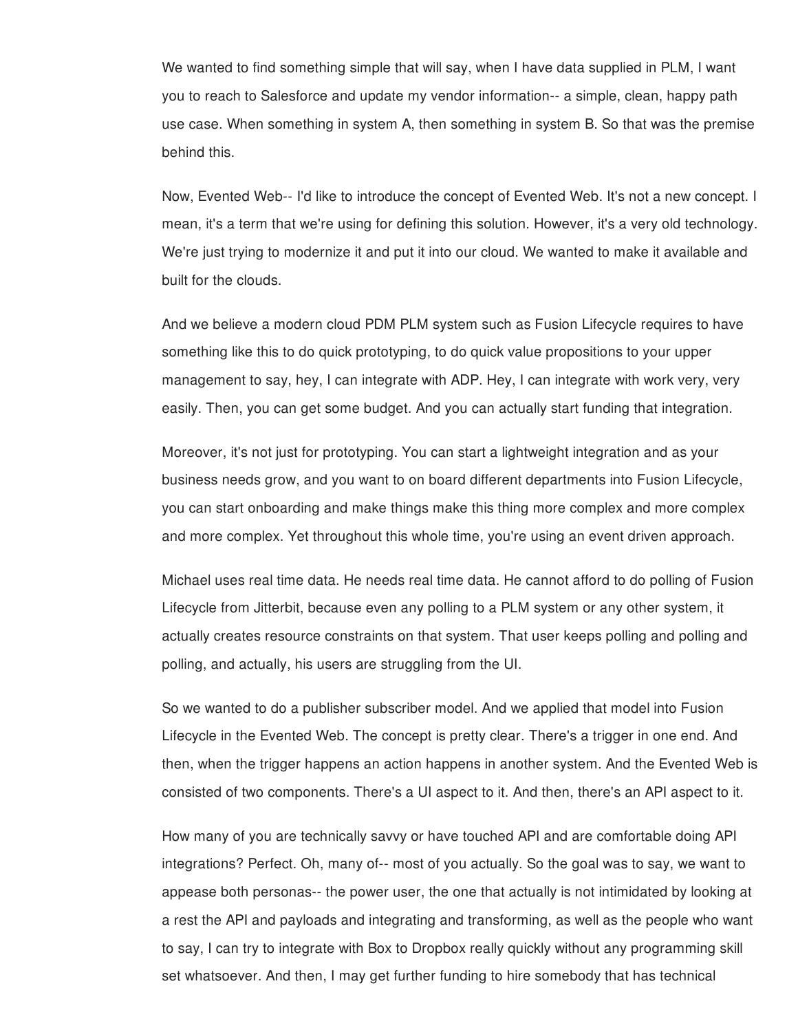We wanted to find something simple that will say, when I have data supplied in PLM, I want you to reach to Salesforce and update my vendor information-- a simple, clean, happy path use case. When something in system A, then something in system B. So that was the premise behind this.

Now, Evented Web-- I'd like to introduce the concept of Evented Web. It's not a new concept. I mean, it's a term that we're using for defining this solution. However, it's a very old technology. We're just trying to modernize it and put it into our cloud. We wanted to make it available and built for the clouds.

And we believe a modern cloud PDM PLM system such as Fusion Lifecycle requires to have something like this to do quick prototyping, to do quick value propositions to your upper management to say, hey, I can integrate with ADP. Hey, I can integrate with work very, very easily. Then, you can get some budget. And you can actually start funding that integration.

Moreover, it's not just for prototyping. You can start a lightweight integration and as your business needs grow, and you want to on board different departments into Fusion Lifecycle, you can start onboarding and make things make this thing more complex and more complex and more complex. Yet throughout this whole time, you're using an event driven approach.

Michael uses real time data. He needs real time data. He cannot afford to do polling of Fusion Lifecycle from Jitterbit, because even any polling to a PLM system or any other system, it actually creates resource constraints on that system. That user keeps polling and polling and polling, and actually, his users are struggling from the UI.

So we wanted to do a publisher subscriber model. And we applied that model into Fusion Lifecycle in the Evented Web. The concept is pretty clear. There's a trigger in one end. And then, when the trigger happens an action happens in another system. And the Evented Web is consisted of two components. There's a UI aspect to it. And then, there's an API aspect to it.

How many of you are technically savvy or have touched API and are comfortable doing API integrations? Perfect. Oh, many of-- most of you actually. So the goal was to say, we want to appease both personas-- the power user, the one that actually is not intimidated by looking at a rest the API and payloads and integrating and transforming, as well as the people who want to say, I can try to integrate with Box to Dropbox really quickly without any programming skill set whatsoever. And then, I may get further funding to hire somebody that has technical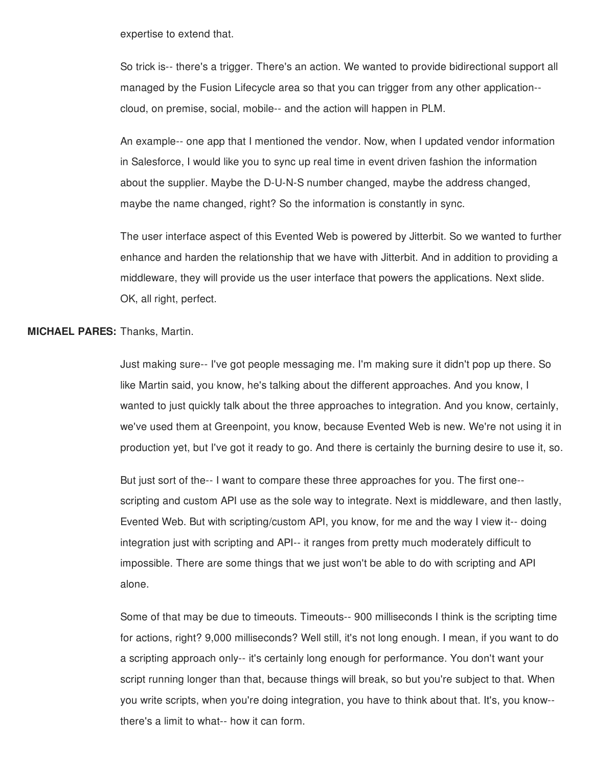expertise to extend that.

So trick is-- there's a trigger. There's an action. We wanted to provide bidirectional support all managed by the Fusion Lifecycle area so that you can trigger from any other application-- cloud, on premise, social, mobile-- and the action will happen in PLM.

An example-- one app that I mentioned the vendor. Now, when I updated vendor information in Salesforce, I would like you to sync up real time in event driven fashion the information about the supplier. Maybe the D-U-N-S number changed, maybe the address changed, maybe the name changed, right? So the information is constantly in sync.

The user interface aspect of this Evented Web is powered by Jitterbit. So we wanted to further enhance and harden the relationship that we have with Jitterbit. And in addition to providing a middleware, they will provide us the user interface that powers the applications. Next slide. OK, all right, perfect.

**MICHAEL PARES:** Thanks, Martin.

Just making sure-- I've got people messaging me. I'm making sure it didn't pop up there. So like Martin said, you know, he's talking about the different approaches. And you know, I wanted to just quickly talk about the three approaches to integration. And you know, certainly, we've used them at Greenpoint, you know, because Evented Web is new. We're not using it in production yet, but I've got it ready to go. And there is certainly the burning desire to use it, so.

But just sort of the-- I want to compare these three approaches for you. The first one-- scripting and custom API use as the sole way to integrate. Next is middleware, and then lastly, Evented Web. But with scripting/custom API, you know, for me and the way I view it-- doing integration just with scripting and API-- it ranges from pretty much moderately difficult to impossible. There are some things that we just won't be able to do with scripting and API alone.

Some of that may be due to timeouts. Timeouts-- 900 milliseconds I think is the scripting time for actions, right? 9,000 milliseconds? Well still, it's not long enough. I mean, if you want to do a scripting approach only-- it's certainly long enough for performance. You don't want your script running longer than that, because things will break, so but you're subject to that. When you write scripts, when you're doing integration, you have to think about that. It's, you know-- there's a limit to what-- how it can form.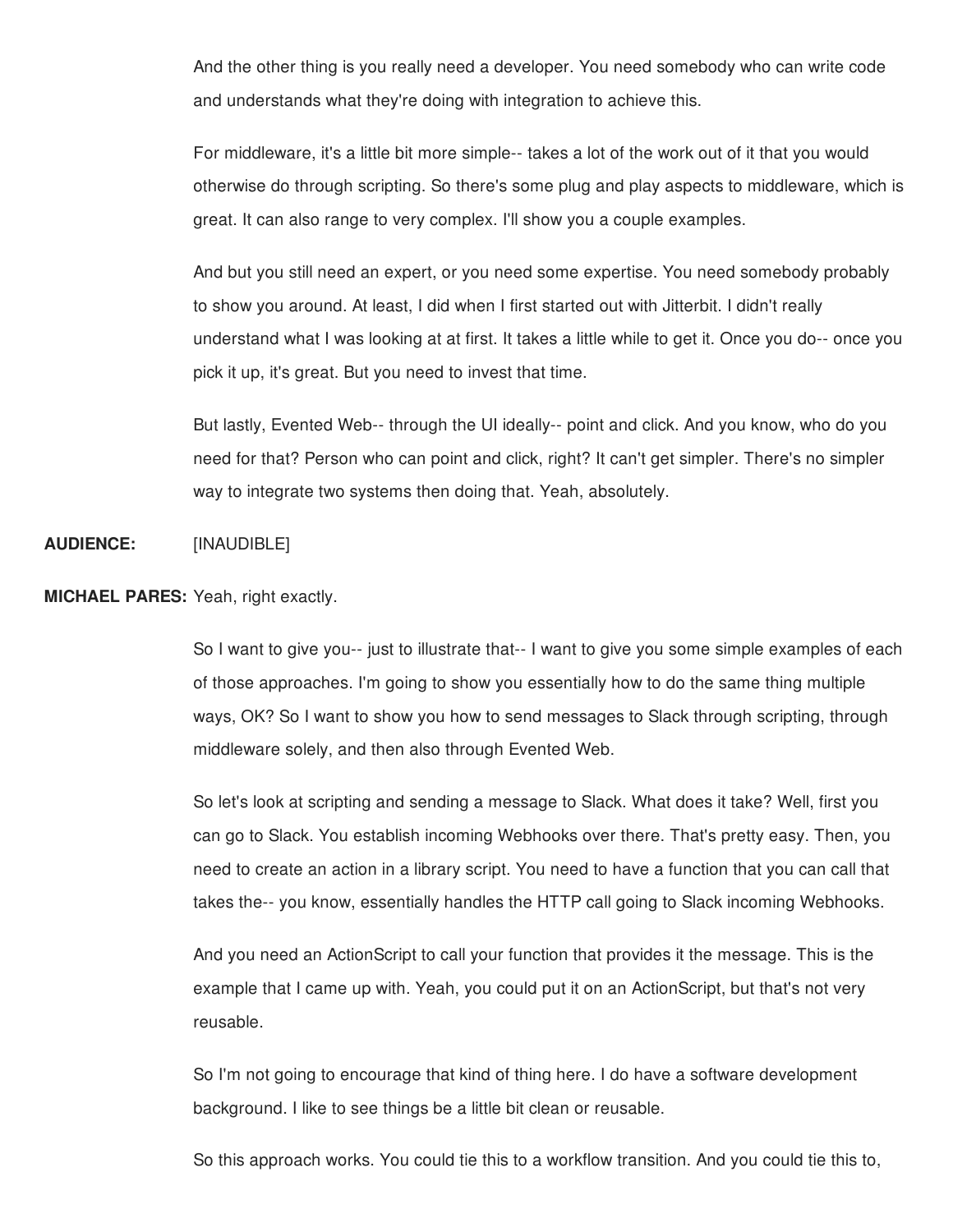And the other thing is you really need a developer. You need somebody who can write code and understands what they're doing with integration to achieve this.

For middleware, it's a little bit more simple-- takes a lot of the work out of it that you would otherwise do through scripting. So there's some plug and play aspects to middleware, which is great. It can also range to very complex. I'll show you a couple examples.

And but you still need an expert, or you need some expertise. You need somebody probably to show you around. At least, I did when I first started out with Jitterbit. I didn't really understand what I was looking at at first. It takes a little while to get it. Once you do-- once you pick it up, it's great. But you need to invest that time.

But lastly, Evented Web-- through the UI ideally-- point and click. And you know, who do you need for that? Person who can point and click, right? It can't get simpler. There's no simpler way to integrate two systems then doing that. Yeah, absolutely.

**AUDIENCE:** [INAUDIBLE]

**MICHAEL PARES:** Yeah, right exactly.

So I want to give you-- just to illustrate that-- I want to give you some simple examples of each of those approaches. I'm going to show you essentially how to do the same thing multiple ways, OK? So I want to show you how to send messages to Slack through scripting, through middleware solely, and then also through Evented Web.

So let's look at scripting and sending a message to Slack. What does it take? Well, first you can go to Slack. You establish incoming Webhooks over there. That's pretty easy. Then, you need to create an action in a library script. You need to have a function that you can call that takes the-- you know, essentially handles the HTTP call going to Slack incoming Webhooks.

And you need an ActionScript to call your function that provides it the message. This is the example that I came up with. Yeah, you could put it on an ActionScript, but that's not very reusable.

So I'm not going to encourage that kind of thing here. I do have a software development background. I like to see things be a little bit clean or reusable.

So this approach works. You could tie this to a workflow transition. And you could tie this to,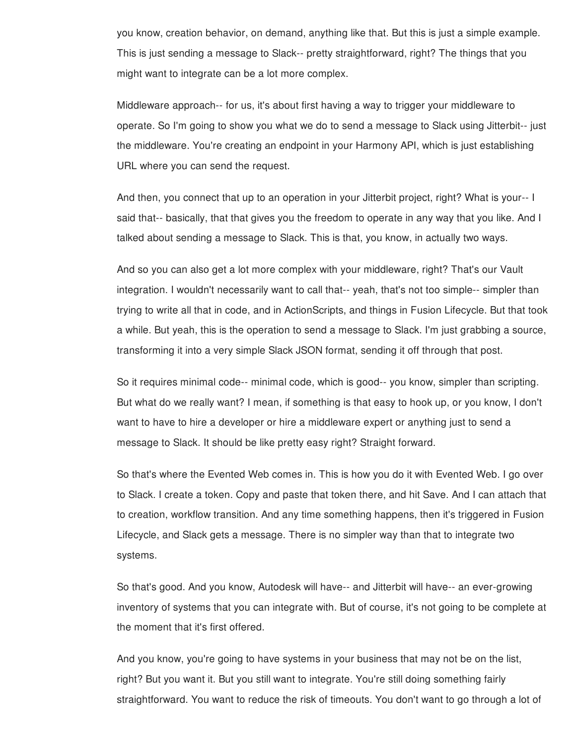you know, creation behavior, on demand, anything like that. But this is just a simple example. This is just sending a message to Slack-- pretty straightforward, right? The things that you might want to integrate can be a lot more complex.

Middleware approach-- for us, it's about first having a way to trigger your middleware to operate. So I'm going to show you what we do to send a message to Slack using Jitterbit-- just the middleware. You're creating an endpoint in your Harmony API, which is just establishing URL where you can send the request.

And then, you connect that up to an operation in your Jitterbit project, right? What is your-- I said that-- basically, that that gives you the freedom to operate in any way that you like. And I talked about sending a message to Slack. This is that, you know, in actually two ways.

And so you can also get a lot more complex with your middleware, right? That's our Vault integration. I wouldn't necessarily want to call that-- yeah, that's not too simple-- simpler than trying to write all that in code, and in ActionScripts, and things in Fusion Lifecycle. But that took a while. But yeah, this is the operation to send a message to Slack. I'm just grabbing a source, transforming it into a very simple Slack JSON format, sending it off through that post.

So it requires minimal code-- minimal code, which is good-- you know, simpler than scripting. But what do we really want? I mean, if something is that easy to hook up, or you know, I don't want to have to hire a developer or hire a middleware expert or anything just to send a message to Slack. It should be like pretty easy right? Straight forward.

So that's where the Evented Web comes in. This is how you do it with Evented Web. I go over to Slack. I create a token. Copy and paste that token there, and hit Save. And I can attach that to creation, workflow transition. And any time something happens, then it's triggered in Fusion Lifecycle, and Slack gets a message. There is no simpler way than that to integrate two systems.

So that's good. And you know, Autodesk will have-- and Jitterbit will have-- an ever-growing inventory of systems that you can integrate with. But of course, it's not going to be complete at the moment that it's first offered.

And you know, you're going to have systems in your business that may not be on the list, right? But you want it. But you still want to integrate. You're still doing something fairly straightforward. You want to reduce the risk of timeouts. You don't want to go through a lot of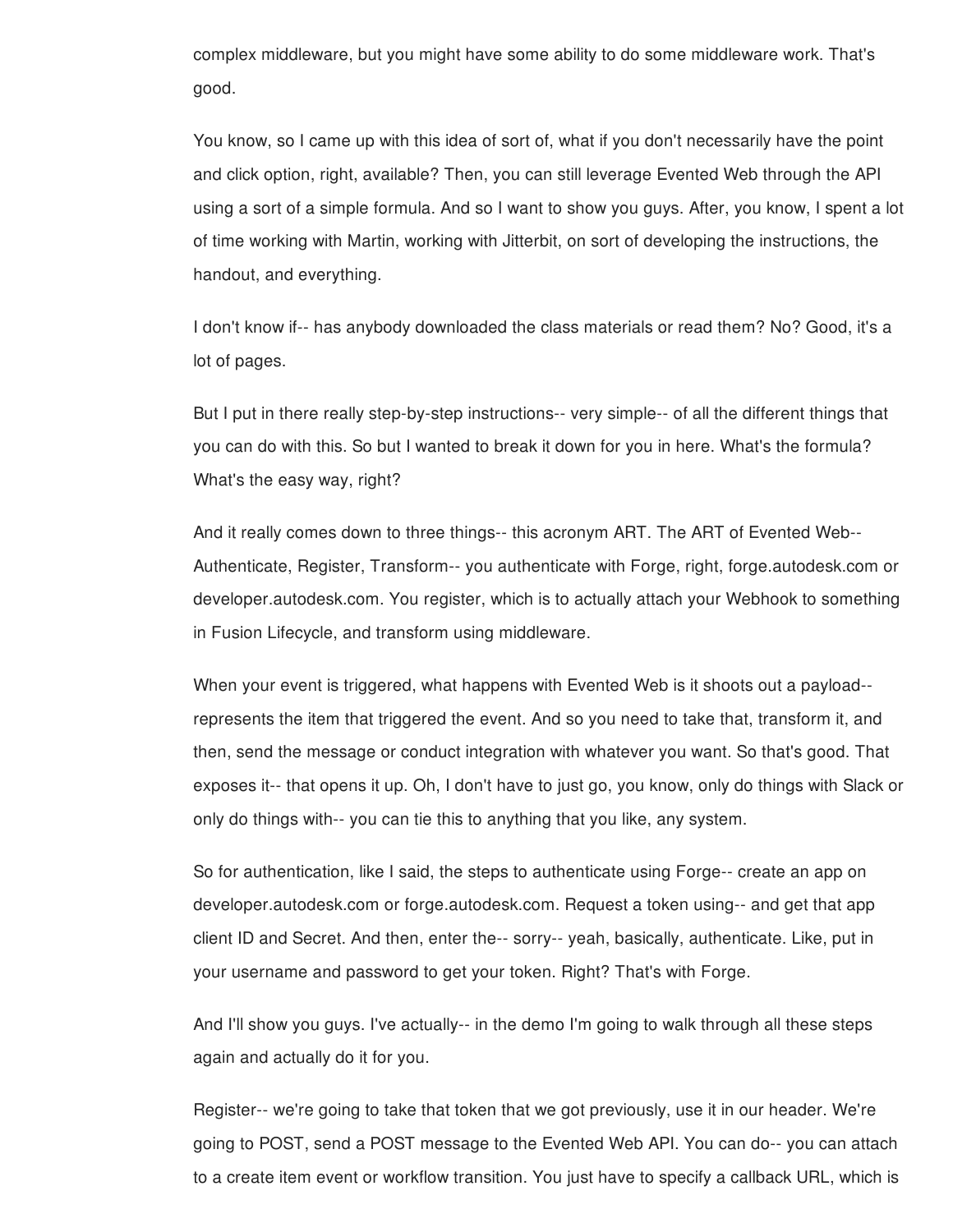complex middleware, but you might have some ability to do some middleware work. That's good.

You know, so I came up with this idea of sort of, what if you don't necessarily have the point and click option, right, available? Then, you can still leverage Evented Web through the API using a sort of a simple formula. And so I want to show you guys. After, you know, I spent a lot of time working with Martin, working with Jitterbit, on sort of developing the instructions, the handout, and everything.

I don't know if-- has anybody downloaded the class materials or read them? No? Good, it's a lot of pages.

But I put in there really step-by-step instructions-- very simple-- of all the different things that you can do with this. So but I wanted to break it down for you in here. What's the formula? What's the easy way, right?

And it really comes down to three things-- this acronym ART. The ART of Evented Web-- Authenticate, Register, Transform-- you authenticate with Forge, right, forge.autodesk.com or developer.autodesk.com. You register, which is to actually attach your Webhook to something in Fusion Lifecycle, and transform using middleware.

When your event is triggered, what happens with Evented Web is it shoots out a payload-- represents the item that triggered the event. And so you need to take that, transform it, and then, send the message or conduct integration with whatever you want. So that's good. That exposes it-- that opens it up. Oh, I don't have to just go, you know, only do things with Slack or only do things with-- you can tie this to anything that you like, any system.

So for authentication, like I said, the steps to authenticate using Forge-- create an app on developer.autodesk.com or forge.autodesk.com. Request a token using-- and get that app client ID and Secret. And then, enter the-- sorry-- yeah, basically, authenticate. Like, put in your username and password to get your token. Right? That's with Forge.

And I'll show you guys. I've actually-- in the demo I'm going to walk through all these steps again and actually do it for you.

Register-- we're going to take that token that we got previously, use it in our header. We're going to POST, send a POST message to the Evented Web API. You can do-- you can attach to a create item event or workflow transition. You just have to specify a callback URL, which is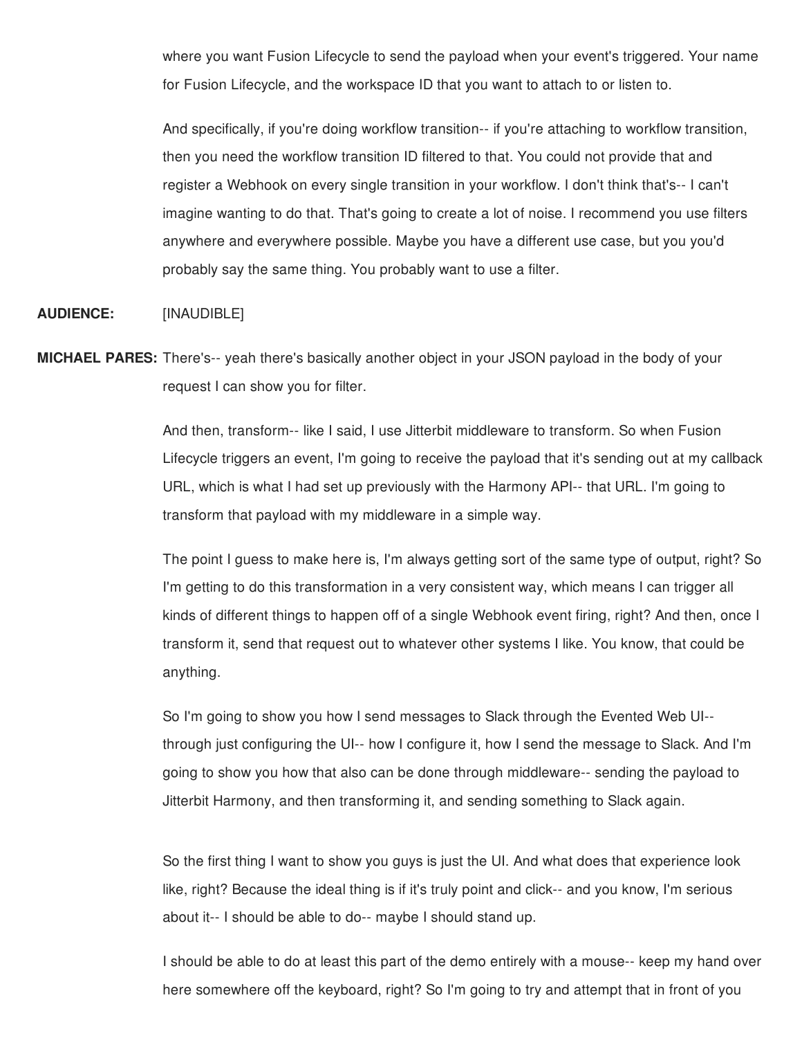where you want Fusion Lifecycle to send the payload when your event's triggered. Your name for Fusion Lifecycle, and the workspace ID that you want to attach to or listen to.

And specifically, if you're doing workflow transition-- if you're attaching to workflow transition, then you need the workflow transition ID filtered to that. You could not provide that and register a Webhook on every single transition in your workflow. I don't think that's-- I can't imagine wanting to do that. That's going to create a lot of noise. I recommend you use filters anywhere and everywhere possible. Maybe you have a different use case, but you you'd probably say the same thing. You probably want to use a filter.

**AUDIENCE:** [INAUDIBLE]

**MICHAEL PARES:** There's-- yeah there's basically another object in your JSON payload in the body of your request I can show you for filter.

And then, transform-- like I said, I use Jitterbit middleware to transform. So when Fusion Lifecycle triggers an event, I'm going to receive the payload that it's sending out at my callback URL, which is what I had set up previously with the Harmony API-- that URL. I'm going to transform that payload with my middleware in a simple way.

The point I guess to make here is, I'm always getting sort of the same type of output, right? So I'm getting to do this transformation in a very consistent way, which means I can trigger all kinds of different things to happen off of a single Webhook event firing, right? And then, once I transform it, send that request out to whatever other systems I like. You know, that could be anything.

So I'm going to show you how I send messages to Slack through the Evented Web UI-- through just configuring the UI-- how I configure it, how I send the message to Slack. And I'm going to show you how that also can be done through middleware-- sending the payload to Jitterbit Harmony, and then transforming it, and sending something to Slack again.

So the first thing I want to show you guys is just the UI. And what does that experience look like, right? Because the ideal thing is if it's truly point and click-- and you know, I'm serious about it-- I should be able to do-- maybe I should stand up.

I should be able to do at least this part of the demo entirely with a mouse-- keep my hand over here somewhere off the keyboard, right? So I'm going to try and attempt that in front of you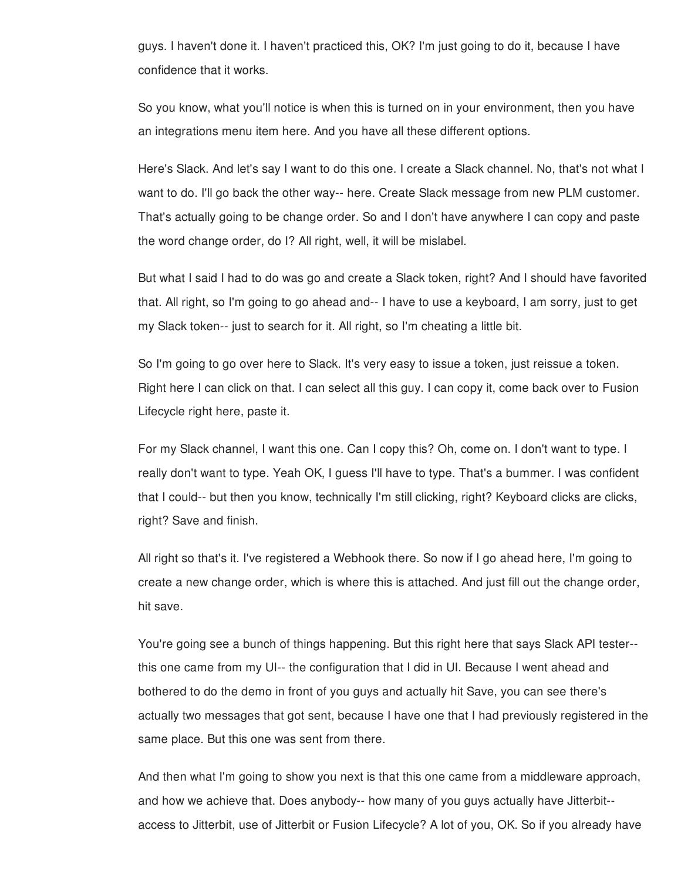guys. I haven't done it. I haven't practiced this, OK? I'm just going to do it, because I have confidence that it works.

So you know, what you'll notice is when this is turned on in your environment, then you have an integrations menu item here. And you have all these different options.

Here's Slack. And let's say I want to do this one. I create a Slack channel. No, that's not what I want to do. I'll go back the other way-- here. Create Slack message from new PLM customer. That's actually going to be change order. So and I don't have anywhere I can copy and paste the word change order, do I? All right, well, it will be mislabel.

But what I said I had to do was go and create a Slack token, right? And I should have favorited that. All right, so I'm going to go ahead and-- I have to use a keyboard, I am sorry, just to get my Slack token-- just to search for it. All right, so I'm cheating a little bit.

So I'm going to go over here to Slack. It's very easy to issue a token, just reissue a token. Right here I can click on that. I can select all this guy. I can copy it, come back over to Fusion Lifecycle right here, paste it.

For my Slack channel, I want this one. Can I copy this? Oh, come on. I don't want to type. I really don't want to type. Yeah OK, I guess I'll have to type. That's a bummer. I was confident that I could-- but then you know, technically I'm still clicking, right? Keyboard clicks are clicks, right? Save and finish.

All right so that's it. I've registered a Webhook there. So now if I go ahead here, I'm going to create a new change order, which is where this is attached. And just fill out the change order, hit save.

You're going see a bunch of things happening. But this right here that says Slack API tester-- this one came from my UI-- the configuration that I did in UI. Because I went ahead and bothered to do the demo in front of you guys and actually hit Save, you can see there's actually two messages that got sent, because I have one that I had previously registered in the same place. But this one was sent from there.

And then what I'm going to show you next is that this one came from a middleware approach, and how we achieve that. Does anybody-- how many of you guys actually have Jitterbit-- access to Jitterbit, use of Jitterbit or Fusion Lifecycle? A lot of you, OK. So if you already have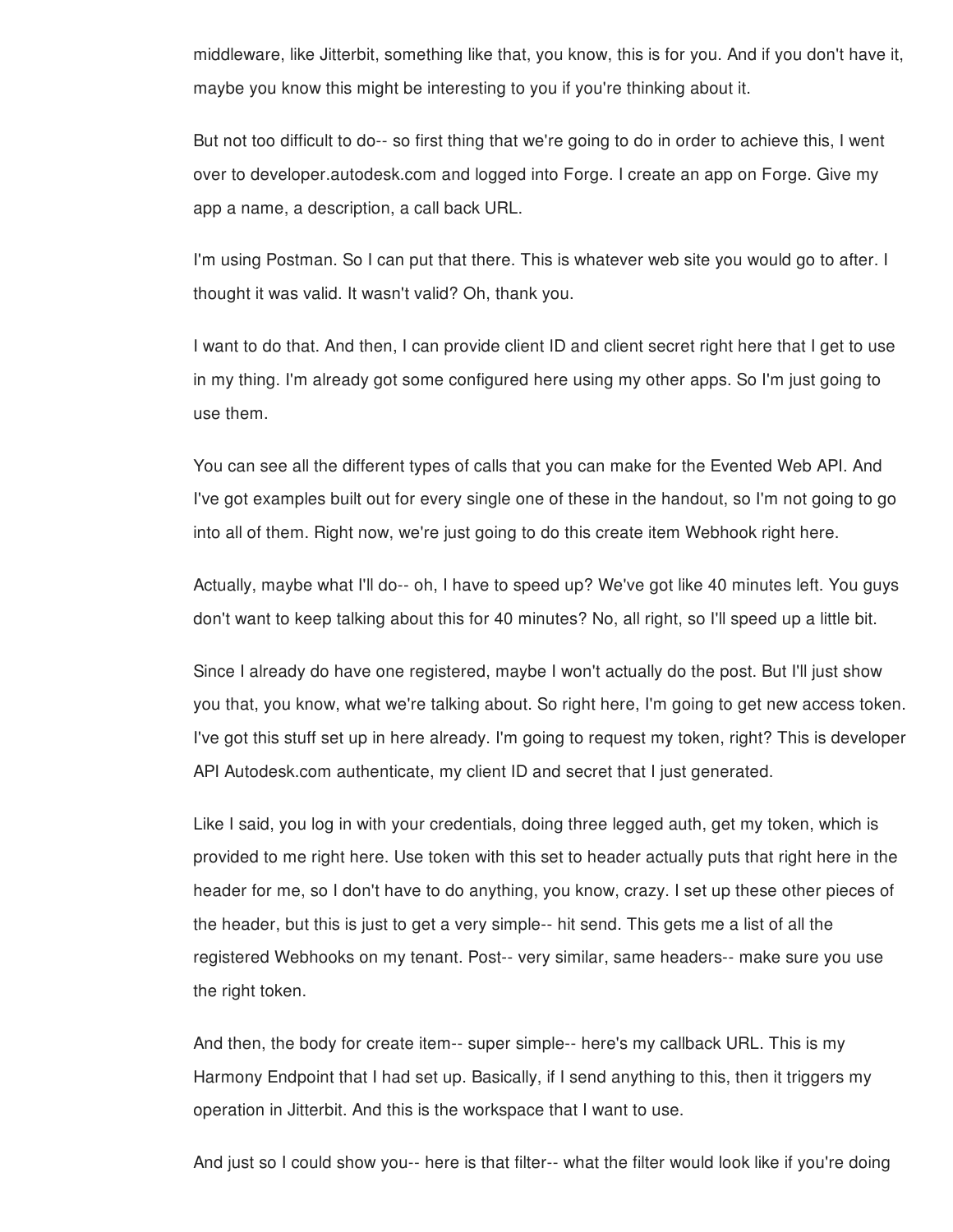middleware, like Jitterbit, something like that, you know, this is for you. And if you don't have it, maybe you know this might be interesting to you if you're thinking about it.

But not too difficult to do-- so first thing that we're going to do in order to achieve this, I went over to developer.autodesk.com and logged into Forge. I create an app on Forge. Give my app a name, a description, a call back URL.

I'm using Postman. So I can put that there. This is whatever web site you would go to after. I thought it was valid. It wasn't valid? Oh, thank you.

I want to do that. And then, I can provide client ID and client secret right here that I get to use in my thing. I'm already got some configured here using my other apps. So I'm just going to use them.

You can see all the different types of calls that you can make for the Evented Web API. And I've got examples built out for every single one of these in the handout, so I'm not going to go into all of them. Right now, we're just going to do this create item Webhook right here.

Actually, maybe what I'll do-- oh, I have to speed up? We've got like 40 minutes left. You guys don't want to keep talking about this for 40 minutes? No, all right, so I'll speed up a little bit.

Since I already do have one registered, maybe I won't actually do the post. But I'll just show you that, you know, what we're talking about. So right here, I'm going to get new access token. I've got this stuff set up in here already. I'm going to request my token, right? This is developer API Autodesk.com authenticate, my client ID and secret that I just generated.

Like I said, you log in with your credentials, doing three legged auth, get my token, which is provided to me right here. Use token with this set to header actually puts that right here in the header for me, so I don't have to do anything, you know, crazy. I set up these other pieces of the header, but this is just to get a very simple-- hit send. This gets me a list of all the registered Webhooks on my tenant. Post-- very similar, same headers-- make sure you use the right token.

And then, the body for create item-- super simple-- here's my callback URL. This is my Harmony Endpoint that I had set up. Basically, if I send anything to this, then it triggers my operation in Jitterbit. And this is the workspace that I want to use.

And just so I could show you-- here is that filter-- what the filter would look like if you're doing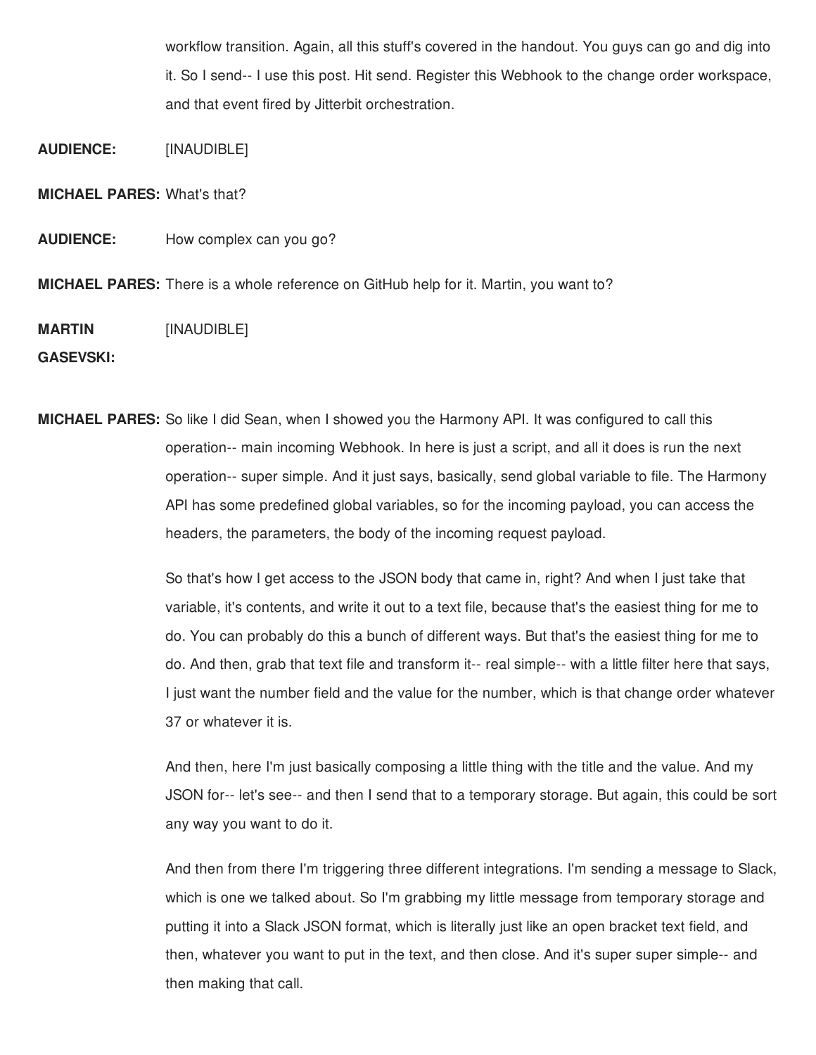workflow transition. Again, all this stuff's covered in the handout. You guys can go and dig into it. So I send-- I use this post. Hit send. Register this Webhook to the change order workspace, and that event fired by Jitterbit orchestration.

**AUDIENCE:** [INAUDIBLE]

**MICHAEL PARES:** What's that?

**AUDIENCE:** How complex can you go?

**MICHAEL PARES:** There is a whole reference on GitHub help for it. Martin, you want to?

**MARTIN GASEVSKI:** [INAUDIBLE]

**MICHAEL PARES:** So like I did Sean, when I showed you the Harmony API. It was configured to call this operation-- main incoming Webhook. In here is just a script, and all it does is run the next operation-- super simple. And it just says, basically, send global variable to file. The Harmony API has some predefined global variables, so for the incoming payload, you can access the headers, the parameters, the body of the incoming request payload.

So that's how I get access to the JSON body that came in, right? And when I just take that variable, it's contents, and write it out to a text file, because that's the easiest thing for me to do. You can probably do this a bunch of different ways. But that's the easiest thing for me to do. And then, grab that text file and transform it-- real simple-- with a little filter here that says, I just want the number field and the value for the number, which is that change order whatever 37 or whatever it is.

And then, here I'm just basically composing a little thing with the title and the value. And my JSON for-- let's see-- and then I send that to a temporary storage. But again, this could be sort any way you want to do it.

And then from there I'm triggering three different integrations. I'm sending a message to Slack, which is one we talked about. So I'm grabbing my little message from temporary storage and putting it into a Slack JSON format, which is literally just like an open bracket text field, and then, whatever you want to put in the text, and then close. And it's super super simple-- and then making that call.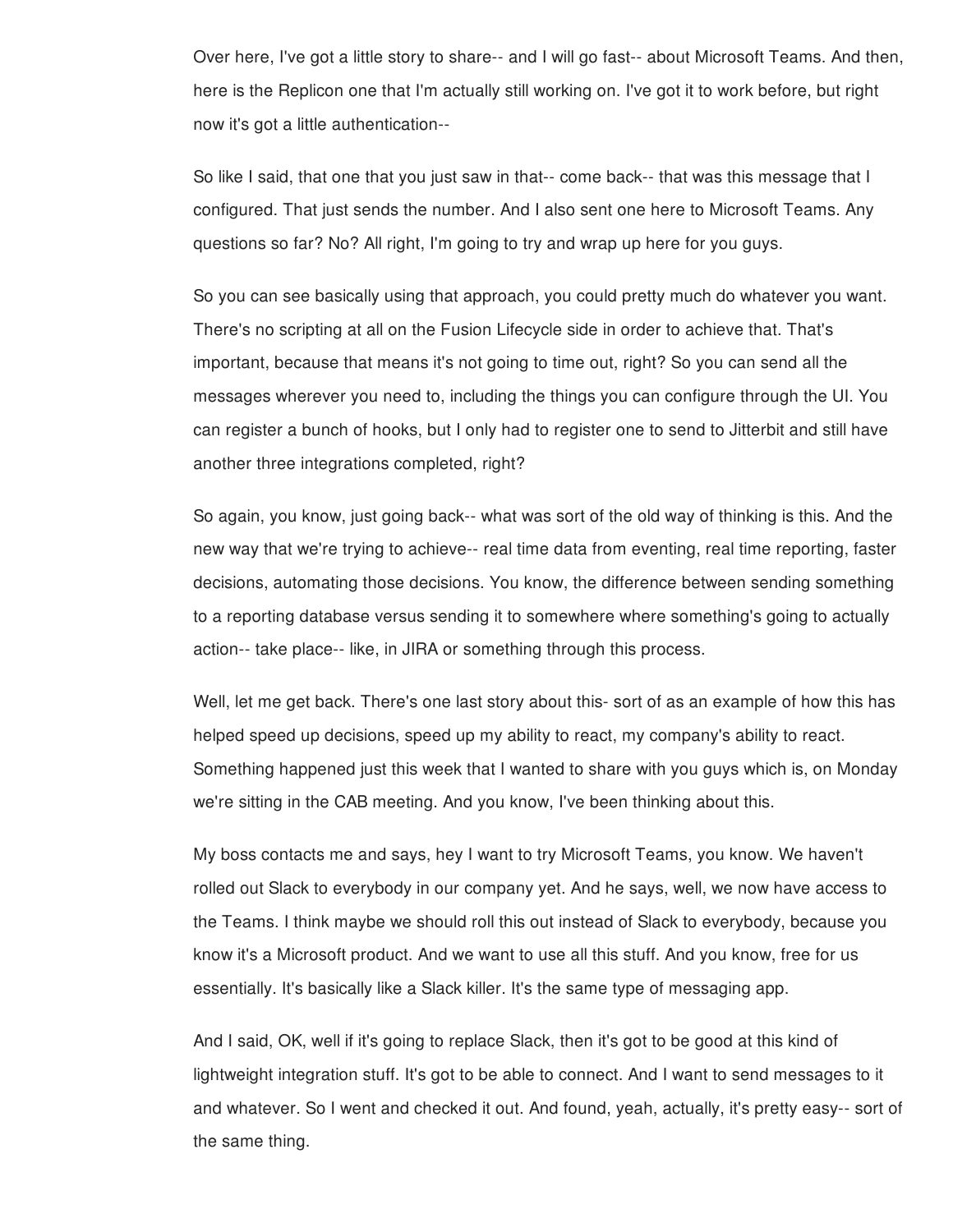Over here, I've got a little story to share-- and I will go fast-- about Microsoft Teams. And then, here is the Replicon one that I'm actually still working on. I've got it to work before, but right now it's got a little authentication--

So like I said, that one that you just saw in that-- come back-- that was this message that I configured. That just sends the number. And I also sent one here to Microsoft Teams. Any questions so far? No? All right, I'm going to try and wrap up here for you guys.

So you can see basically using that approach, you could pretty much do whatever you want. There's no scripting at all on the Fusion Lifecycle side in order to achieve that. That's important, because that means it's not going to time out, right? So you can send all the messages wherever you need to, including the things you can configure through the UI. You can register a bunch of hooks, but I only had to register one to send to Jitterbit and still have another three integrations completed, right?

So again, you know, just going back-- what was sort of the old way of thinking is this. And the new way that we're trying to achieve-- real time data from eventing, real time reporting, faster decisions, automating those decisions. You know, the difference between sending something to a reporting database versus sending it to somewhere where something's going to actually action-- take place-- like, in JIRA or something through this process.

Well, let me get back. There's one last story about this- sort of as an example of how this has helped speed up decisions, speed up my ability to react, my company's ability to react. Something happened just this week that I wanted to share with you guys which is, on Monday we're sitting in the CAB meeting. And you know, I've been thinking about this.

My boss contacts me and says, hey I want to try Microsoft Teams, you know. We haven't rolled out Slack to everybody in our company yet. And he says, well, we now have access to the Teams. I think maybe we should roll this out instead of Slack to everybody, because you know it's a Microsoft product. And we want to use all this stuff. And you know, free for us essentially. It's basically like a Slack killer. It's the same type of messaging app.

And I said, OK, well if it's going to replace Slack, then it's got to be good at this kind of lightweight integration stuff. It's got to be able to connect. And I want to send messages to it and whatever. So I went and checked it out. And found, yeah, actually, it's pretty easy-- sort of the same thing.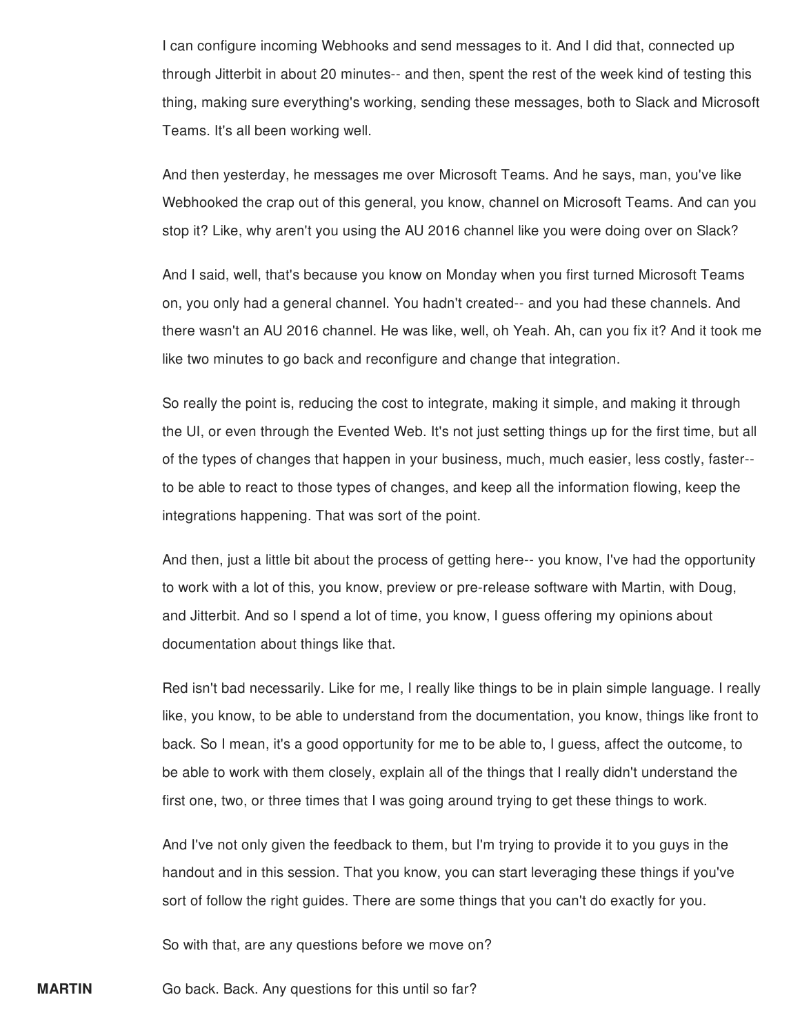I can configure incoming Webhooks and send messages to it. And I did that, connected up through Jitterbit in about 20 minutes-- and then, spent the rest of the week kind of testing this thing, making sure everything's working, sending these messages, both to Slack and Microsoft Teams. It's all been working well.

And then yesterday, he messages me over Microsoft Teams. And he says, man, you've like Webhooked the crap out of this general, you know, channel on Microsoft Teams. And can you stop it? Like, why aren't you using the AU 2016 channel like you were doing over on Slack?

And I said, well, that's because you know on Monday when you first turned Microsoft Teams on, you only had a general channel. You hadn't created-- and you had these channels. And there wasn't an AU 2016 channel. He was like, well, oh Yeah. Ah, can you fix it? And it took me like two minutes to go back and reconfigure and change that integration.

So really the point is, reducing the cost to integrate, making it simple, and making it through the UI, or even through the Evented Web. It's not just setting things up for the first time, but all of the types of changes that happen in your business, much, much easier, less costly, faster-- to be able to react to those types of changes, and keep all the information flowing, keep the integrations happening. That was sort of the point.

And then, just a little bit about the process of getting here-- you know, I've had the opportunity to work with a lot of this, you know, preview or pre-release software with Martin, with Doug, and Jitterbit. And so I spend a lot of time, you know, I guess offering my opinions about documentation about things like that.

Red isn't bad necessarily. Like for me, I really like things to be in plain simple language. I really like, you know, to be able to understand from the documentation, you know, things like front to back. So I mean, it's a good opportunity for me to be able to, I guess, affect the outcome, to be able to work with them closely, explain all of the things that I really didn't understand the first one, two, or three times that I was going around trying to get these things to work.

And I've not only given the feedback to them, but I'm trying to provide it to you guys in the handout and in this session. That you know, you can start leveraging these things if you've sort of follow the right guides. There are some things that you can't do exactly for you.

So with that, are any questions before we move on?

**MARTIN** Go back. Back. Any questions for this until so far?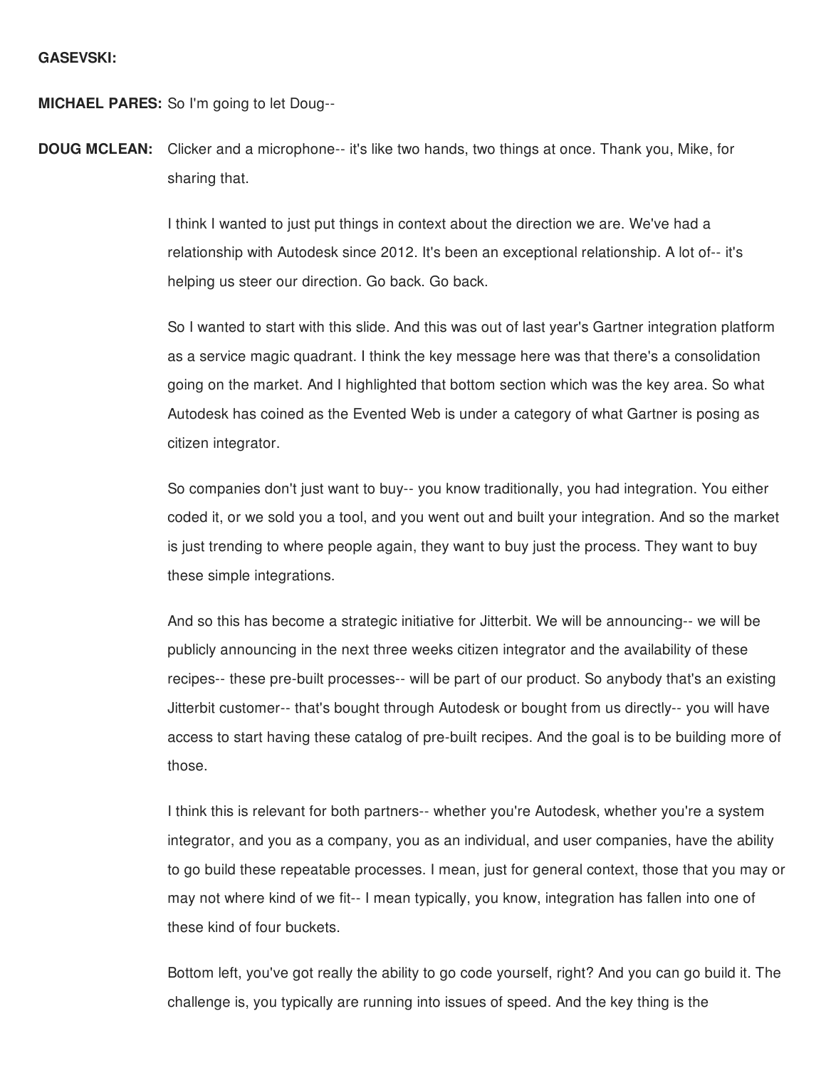**GASEVSKI:**

**MICHAEL PARES:** So I'm going to let Doug--

**DOUG MCLEAN:** Clicker and a microphone-- it's like two hands, two things at once. Thank you, Mike, for sharing that.

I think I wanted to just put things in context about the direction we are. We've had a relationship with Autodesk since 2012. It's been an exceptional relationship. A lot of-- it's helping us steer our direction. Go back. Go back.

So I wanted to start with this slide. And this was out of last year's Gartner integration platform as a service magic quadrant. I think the key message here was that there's a consolidation going on the market. And I highlighted that bottom section which was the key area. So what Autodesk has coined as the Evented Web is under a category of what Gartner is posing as citizen integrator.

So companies don't just want to buy-- you know traditionally, you had integration. You either coded it, or we sold you a tool, and you went out and built your integration. And so the market is just trending to where people again, they want to buy just the process. They want to buy these simple integrations.

And so this has become a strategic initiative for Jitterbit. We will be announcing-- we will be publicly announcing in the next three weeks citizen integrator and the availability of these recipes-- these pre-built processes-- will be part of our product. So anybody that's an existing Jitterbit customer-- that's bought through Autodesk or bought from us directly-- you will have access to start having these catalog of pre-built recipes. And the goal is to be building more of those.

I think this is relevant for both partners-- whether you're Autodesk, whether you're a system integrator, and you as a company, you as an individual, and user companies, have the ability to go build these repeatable processes. I mean, just for general context, those that you may or may not where kind of we fit-- I mean typically, you know, integration has fallen into one of these kind of four buckets.

Bottom left, you've got really the ability to go code yourself, right? And you can go build it. The challenge is, you typically are running into issues of speed. And the key thing is the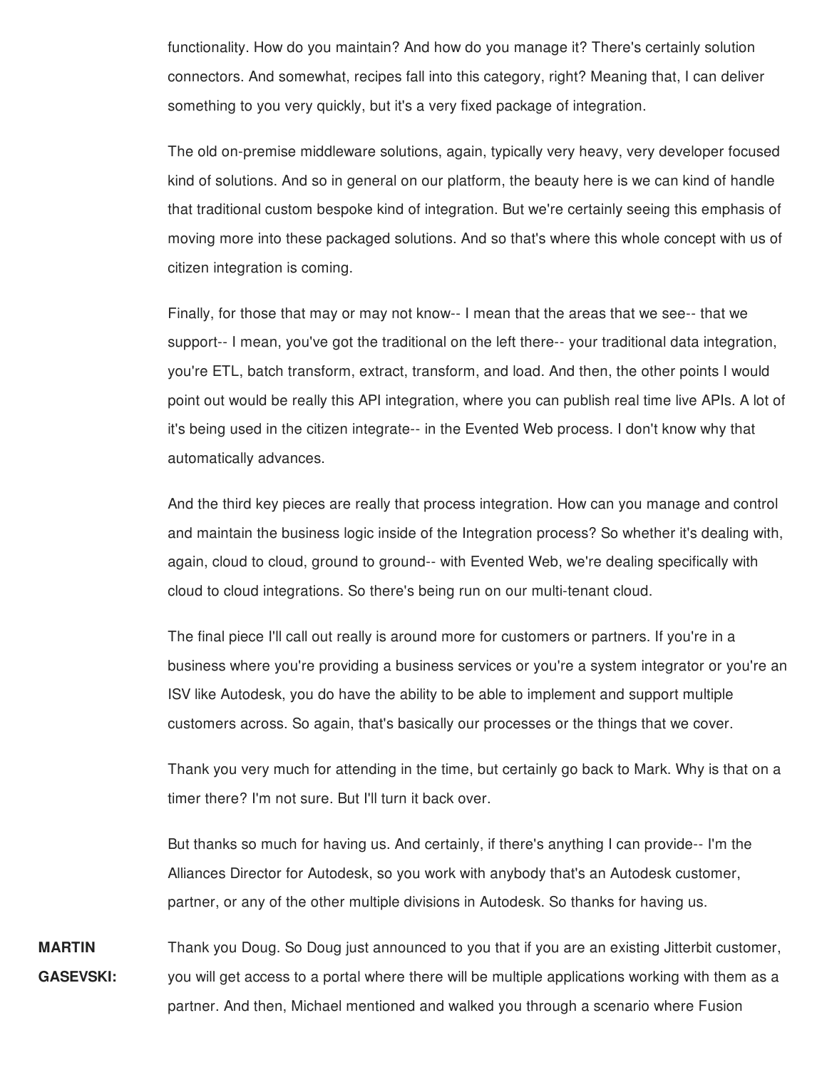functionality. How do you maintain? And how do you manage it? There's certainly solution connectors. And somewhat, recipes fall into this category, right? Meaning that, I can deliver something to you very quickly, but it's a very fixed package of integration.

The old on-premise middleware solutions, again, typically very heavy, very developer focused kind of solutions. And so in general on our platform, the beauty here is we can kind of handle that traditional custom bespoke kind of integration. But we're certainly seeing this emphasis of moving more into these packaged solutions. And so that's where this whole concept with us of citizen integration is coming.

Finally, for those that may or may not know-- I mean that the areas that we see-- that we support-- I mean, you've got the traditional on the left there-- your traditional data integration, you're ETL, batch transform, extract, transform, and load. And then, the other points I would point out would be really this API integration, where you can publish real time live APIs. A lot of it's being used in the citizen integrate-- in the Evented Web process. I don't know why that automatically advances.

And the third key pieces are really that process integration. How can you manage and control and maintain the business logic inside of the Integration process? So whether it's dealing with, again, cloud to cloud, ground to ground-- with Evented Web, we're dealing specifically with cloud to cloud integrations. So there's being run on our multi-tenant cloud.

The final piece I'll call out really is around more for customers or partners. If you're in a business where you're providing a business services or you're a system integrator or you're an ISV like Autodesk, you do have the ability to be able to implement and support multiple customers across. So again, that's basically our processes or the things that we cover.

Thank you very much for attending in the time, but certainly go back to Mark. Why is that on a timer there? I'm not sure. But I'll turn it back over.

But thanks so much for having us. And certainly, if there's anything I can provide-- I'm the Alliances Director for Autodesk, so you work with anybody that's an Autodesk customer, partner, or any of the other multiple divisions in Autodesk. So thanks for having us.

**MARTIN GASEVSKI:** Thank you Doug. So Doug just announced to you that if you are an existing Jitterbit customer, you will get access to a portal where there will be multiple applications working with them as a partner. And then, Michael mentioned and walked you through a scenario where Fusion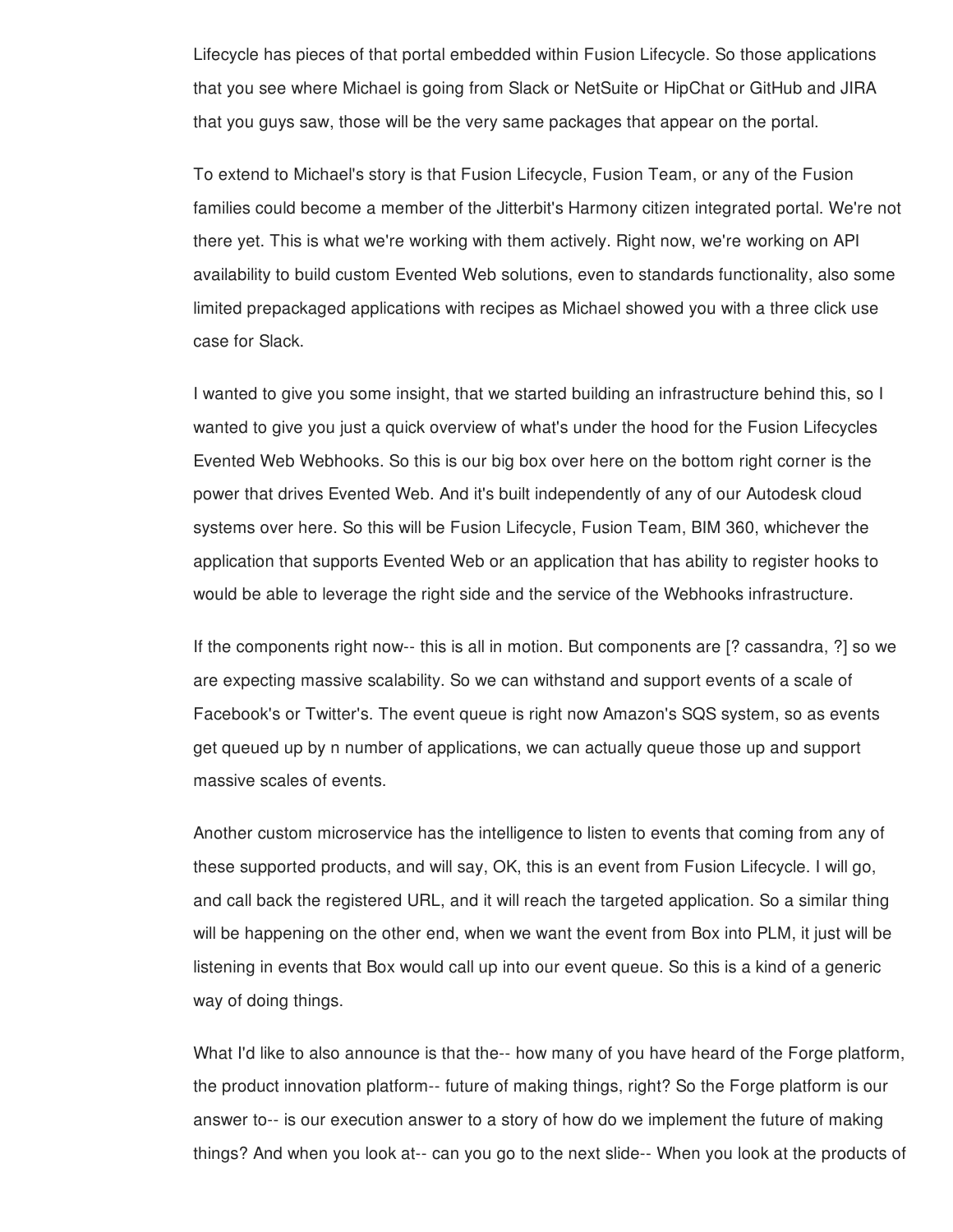Lifecycle has pieces of that portal embedded within Fusion Lifecycle. So those applications that you see where Michael is going from Slack or NetSuite or HipChat or GitHub and JIRA that you guys saw, those will be the very same packages that appear on the portal.

To extend to Michael's story is that Fusion Lifecycle, Fusion Team, or any of the Fusion families could become a member of the Jitterbit's Harmony citizen integrated portal. We're not there yet. This is what we're working with them actively. Right now, we're working on API availability to build custom Evented Web solutions, even to standards functionality, also some limited prepackaged applications with recipes as Michael showed you with a three click use case for Slack.

I wanted to give you some insight, that we started building an infrastructure behind this, so I wanted to give you just a quick overview of what's under the hood for the Fusion Lifecycles Evented Web Webhooks. So this is our big box over here on the bottom right corner is the power that drives Evented Web. And it's built independently of any of our Autodesk cloud systems over here. So this will be Fusion Lifecycle, Fusion Team, BIM 360, whichever the application that supports Evented Web or an application that has ability to register hooks to would be able to leverage the right side and the service of the Webhooks infrastructure.

If the components right now-- this is all in motion. But components are [? cassandra, ?] so we are expecting massive scalability. So we can withstand and support events of a scale of Facebook's or Twitter's. The event queue is right now Amazon's SQS system, so as events get queued up by n number of applications, we can actually queue those up and support massive scales of events.

Another custom microservice has the intelligence to listen to events that coming from any of these supported products, and will say, OK, this is an event from Fusion Lifecycle. I will go, and call back the registered URL, and it will reach the targeted application. So a similar thing will be happening on the other end, when we want the event from Box into PLM, it just will be listening in events that Box would call up into our event queue. So this is a kind of a generic way of doing things.

What I'd like to also announce is that the-- how many of you have heard of the Forge platform, the product innovation platform-- future of making things, right? So the Forge platform is our answer to-- is our execution answer to a story of how do we implement the future of making things? And when you look at-- can you go to the next slide-- When you look at the products of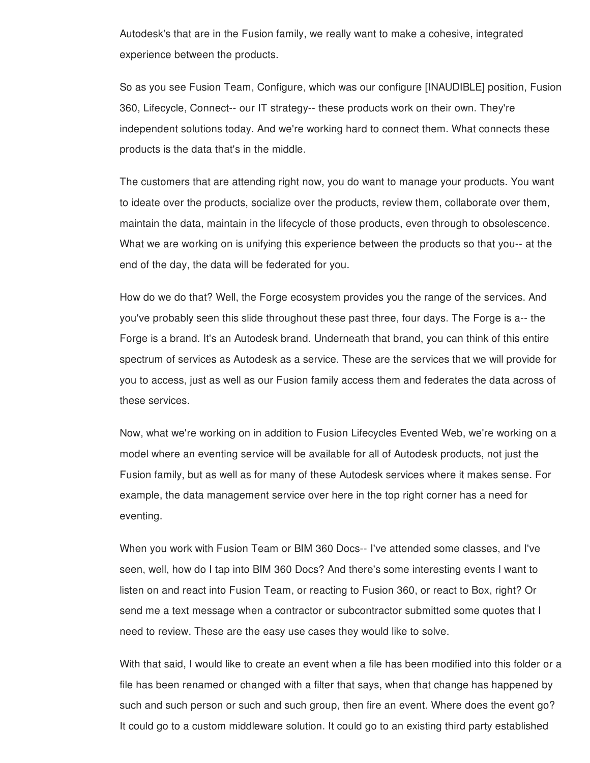Autodesk's that are in the Fusion family, we really want to make a cohesive, integrated experience between the products.

So as you see Fusion Team, Configure, which was our configure [INAUDIBLE] position, Fusion 360, Lifecycle, Connect-- our IT strategy-- these products work on their own. They're independent solutions today. And we're working hard to connect them. What connects these products is the data that's in the middle.

The customers that are attending right now, you do want to manage your products. You want to ideate over the products, socialize over the products, review them, collaborate over them, maintain the data, maintain in the lifecycle of those products, even through to obsolescence. What we are working on is unifying this experience between the products so that you-- at the end of the day, the data will be federated for you.

How do we do that? Well, the Forge ecosystem provides you the range of the services. And you've probably seen this slide throughout these past three, four days. The Forge is a-- the Forge is a brand. It's an Autodesk brand. Underneath that brand, you can think of this entire spectrum of services as Autodesk as a service. These are the services that we will provide for you to access, just as well as our Fusion family access them and federates the data across of these services.

Now, what we're working on in addition to Fusion Lifecycles Evented Web, we're working on a model where an eventing service will be available for all of Autodesk products, not just the Fusion family, but as well as for many of these Autodesk services where it makes sense. For example, the data management service over here in the top right corner has a need for eventing.

When you work with Fusion Team or BIM 360 Docs-- I've attended some classes, and I've seen, well, how do I tap into BIM 360 Docs? And there's some interesting events I want to listen on and react into Fusion Team, or reacting to Fusion 360, or react to Box, right? Or send me a text message when a contractor or subcontractor submitted some quotes that I need to review. These are the easy use cases they would like to solve.

With that said, I would like to create an event when a file has been modified into this folder or a file has been renamed or changed with a filter that says, when that change has happened by such and such person or such and such group, then fire an event. Where does the event go? It could go to a custom middleware solution. It could go to an existing third party established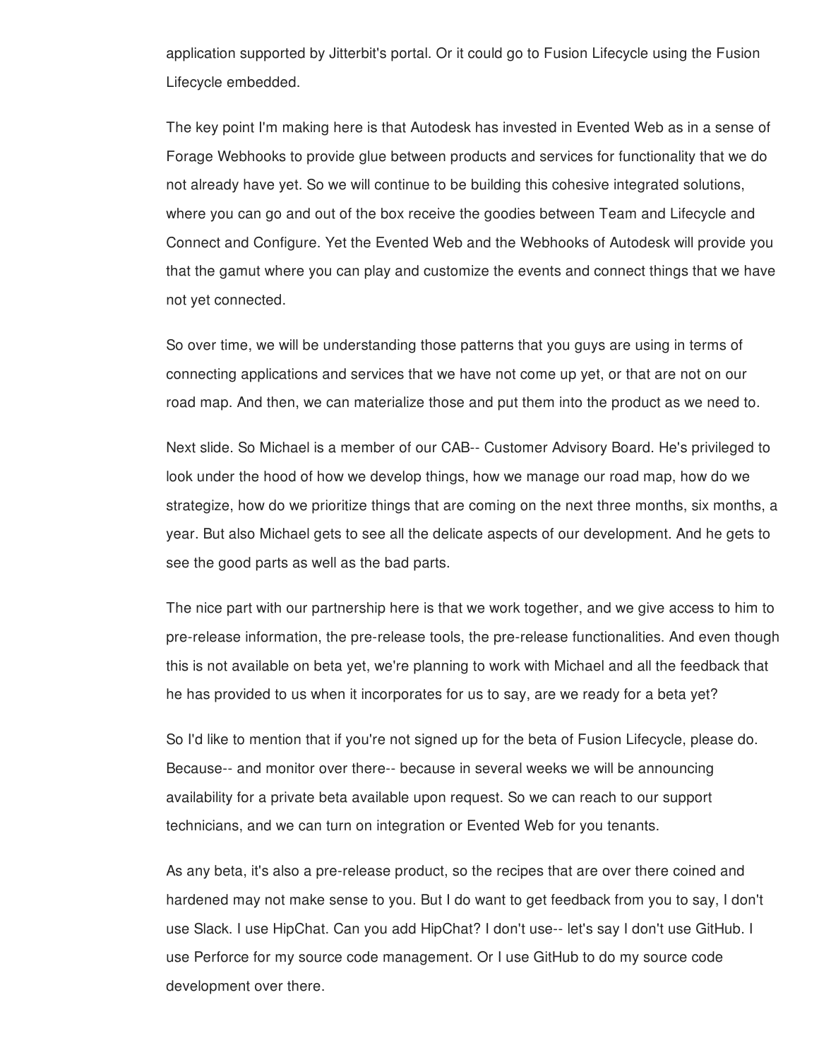application supported by Jitterbit's portal. Or it could go to Fusion Lifecycle using the Fusion Lifecycle embedded.

The key point I'm making here is that Autodesk has invested in Evented Web as in a sense of Forage Webhooks to provide glue between products and services for functionality that we do not already have yet. So we will continue to be building this cohesive integrated solutions, where you can go and out of the box receive the goodies between Team and Lifecycle and Connect and Configure. Yet the Evented Web and the Webhooks of Autodesk will provide you that the gamut where you can play and customize the events and connect things that we have not yet connected.

So over time, we will be understanding those patterns that you guys are using in terms of connecting applications and services that we have not come up yet, or that are not on our road map. And then, we can materialize those and put them into the product as we need to.

Next slide. So Michael is a member of our CAB-- Customer Advisory Board. He's privileged to look under the hood of how we develop things, how we manage our road map, how do we strategize, how do we prioritize things that are coming on the next three months, six months, a year. But also Michael gets to see all the delicate aspects of our development. And he gets to see the good parts as well as the bad parts.

The nice part with our partnership here is that we work together, and we give access to him to pre-release information, the pre-release tools, the pre-release functionalities. And even though this is not available on beta yet, we're planning to work with Michael and all the feedback that he has provided to us when it incorporates for us to say, are we ready for a beta yet?

So I'd like to mention that if you're not signed up for the beta of Fusion Lifecycle, please do. Because-- and monitor over there-- because in several weeks we will be announcing availability for a private beta available upon request. So we can reach to our support technicians, and we can turn on integration or Evented Web for you tenants.

As any beta, it's also a pre-release product, so the recipes that are over there coined and hardened may not make sense to you. But I do want to get feedback from you to say, I don't use Slack. I use HipChat. Can you add HipChat? I don't use-- let's say I don't use GitHub. I use Perforce for my source code management. Or I use GitHub to do my source code development over there.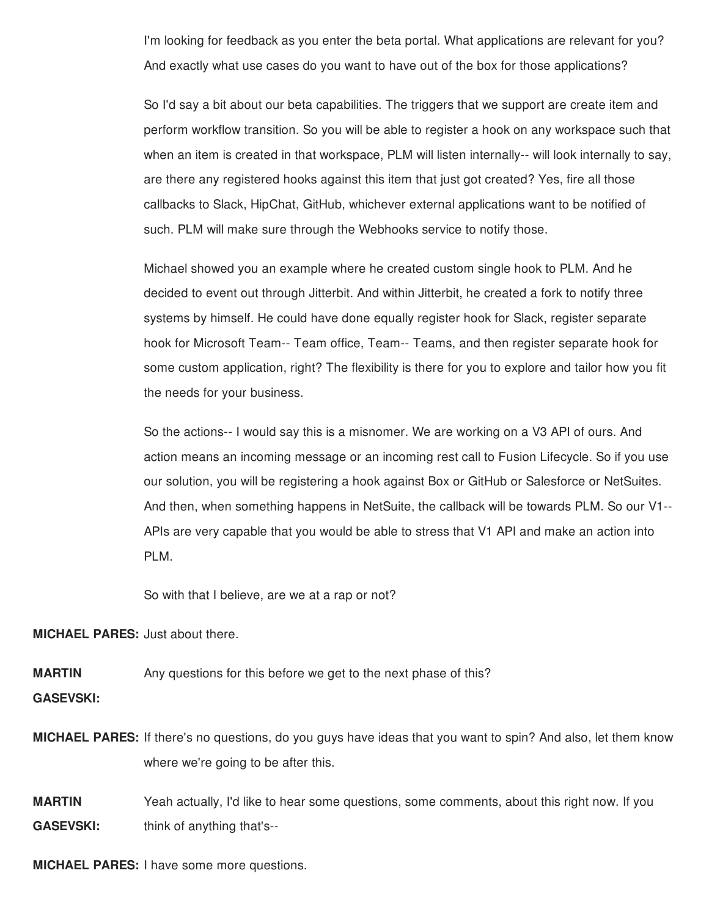I'm looking for feedback as you enter the beta portal. What applications are relevant for you? And exactly what use cases do you want to have out of the box for those applications?

So I'd say a bit about our beta capabilities. The triggers that we support are create item and perform workflow transition. So you will be able to register a hook on any workspace such that when an item is created in that workspace, PLM will listen internally-- will look internally to say, are there any registered hooks against this item that just got created? Yes, fire all those callbacks to Slack, HipChat, GitHub, whichever external applications want to be notified of such. PLM will make sure through the Webhooks service to notify those.

Michael showed you an example where he created custom single hook to PLM. And he decided to event out through Jitterbit. And within Jitterbit, he created a fork to notify three systems by himself. He could have done equally register hook for Slack, register separate hook for Microsoft Team-- Team office, Team-- Teams, and then register separate hook for some custom application, right? The flexibility is there for you to explore and tailor how you fit the needs for your business.

So the actions-- I would say this is a misnomer. We are working on a V3 API of ours. And action means an incoming message or an incoming rest call to Fusion Lifecycle. So if you use our solution, you will be registering a hook against Box or GitHub or Salesforce or NetSuites. And then, when something happens in NetSuite, the callback will be towards PLM. So our V1-- APIs are very capable that you would be able to stress that V1 API and make an action into PLM.

So with that I believe, are we at a rap or not?

**MICHAEL PARES:** Just about there.

**MARTIN GASEVSKI:** Any questions for this before we get to the next phase of this?

**MICHAEL PARES:** If there's no questions, do you guys have ideas that you want to spin? And also, let them know where we're going to be after this.

**MARTIN GASEVSKI:** Yeah actually, I'd like to hear some questions, some comments, about this right now. If you think of anything that's--

**MICHAEL PARES:** I have some more questions.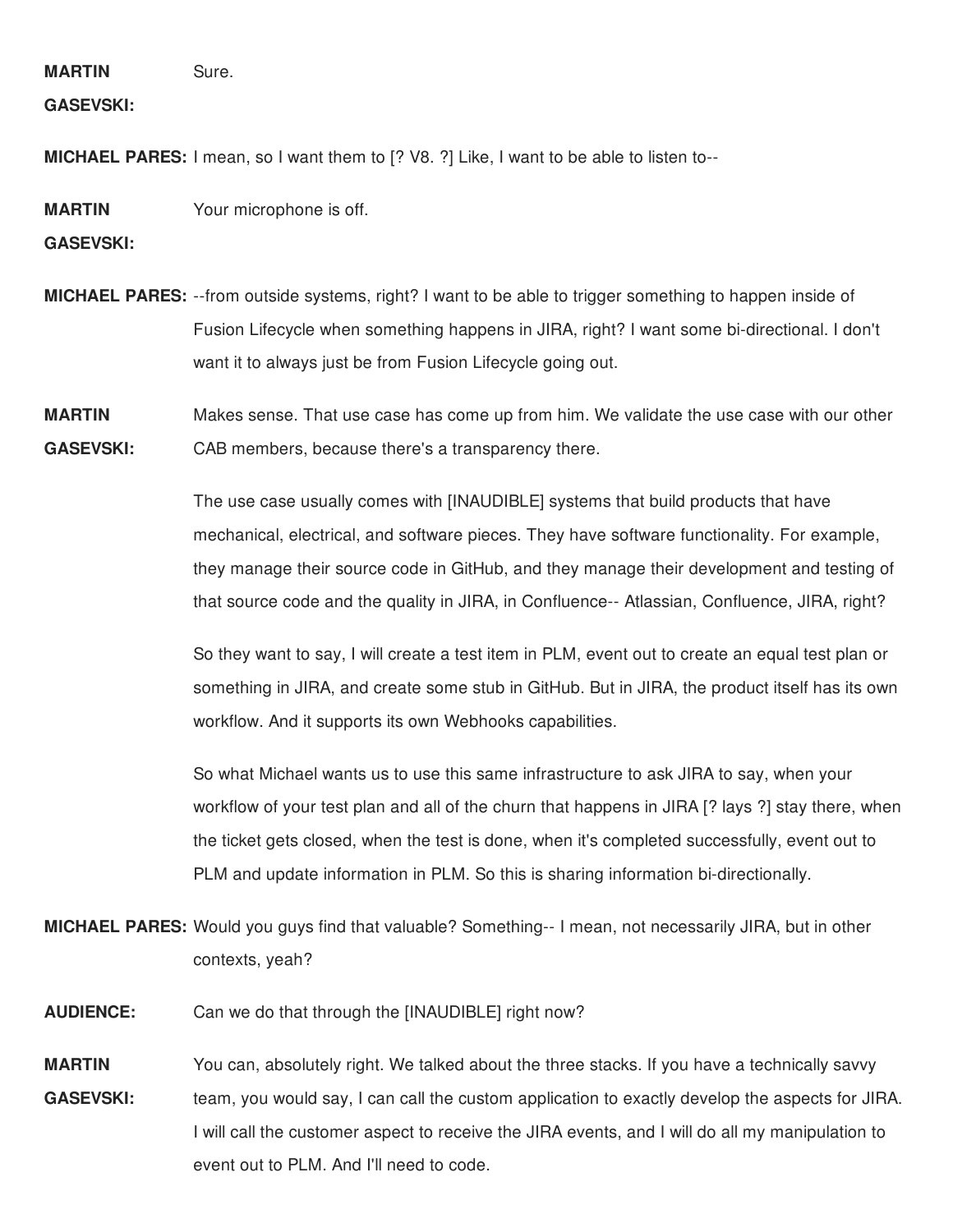**MARTIN GASEVSKI:** Sure.

**MICHAEL PARES:** I mean, so I want them to [? V8. ?] Like, I want to be able to listen to--

**MARTIN GASEVSKI:** Your microphone is off.

**MICHAEL PARES:** --from outside systems, right? I want to be able to trigger something to happen inside of Fusion Lifecycle when something happens in JIRA, right? I want some bi-directional. I don't want it to always just be from Fusion Lifecycle going out.

**MARTIN GASEVSKI:** Makes sense. That use case has come up from him. We validate the use case with our other CAB members, because there's a transparency there.

The use case usually comes with [INAUDIBLE] systems that build products that have mechanical, electrical, and software pieces. They have software functionality. For example, they manage their source code in GitHub, and they manage their development and testing of that source code and the quality in JIRA, in Confluence-- Atlassian, Confluence, JIRA, right?

So they want to say, I will create a test item in PLM, event out to create an equal test plan or something in JIRA, and create some stub in GitHub. But in JIRA, the product itself has its own workflow. And it supports its own Webhooks capabilities.

So what Michael wants us to use this same infrastructure to ask JIRA to say, when your workflow of your test plan and all of the churn that happens in JIRA [? lays ?] stay there, when the ticket gets closed, when the test is done, when it's completed successfully, event out to PLM and update information in PLM. So this is sharing information bi-directionally.

**MICHAEL PARES:** Would you guys find that valuable? Something-- I mean, not necessarily JIRA, but in other contexts, yeah?

**AUDIENCE:** Can we do that through the [INAUDIBLE] right now?

**MARTIN GASEVSKI:** You can, absolutely right. We talked about the three stacks. If you have a technically savvy team, you would say, I can call the custom application to exactly develop the aspects for JIRA. I will call the customer aspect to receive the JIRA events, and I will do all my manipulation to event out to PLM. And I'll need to code.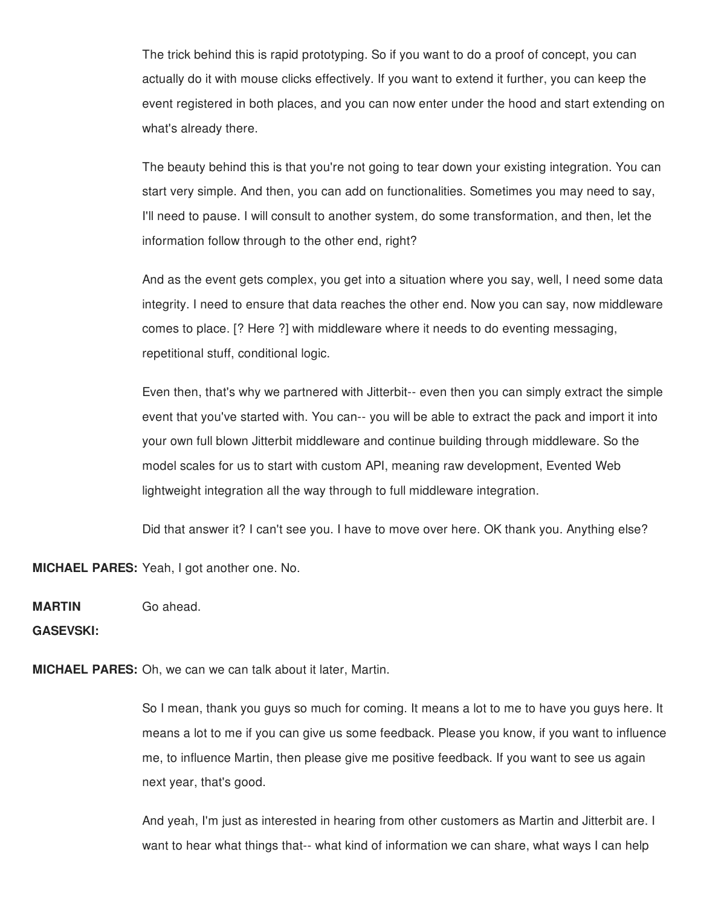The trick behind this is rapid prototyping. So if you want to do a proof of concept, you can actually do it with mouse clicks effectively. If you want to extend it further, you can keep the event registered in both places, and you can now enter under the hood and start extending on what's already there.

The beauty behind this is that you're not going to tear down your existing integration. You can start very simple. And then, you can add on functionalities. Sometimes you may need to say, I'll need to pause. I will consult to another system, do some transformation, and then, let the information follow through to the other end, right?

And as the event gets complex, you get into a situation where you say, well, I need some data integrity. I need to ensure that data reaches the other end. Now you can say, now middleware comes to place. [? Here ?] with middleware where it needs to do eventing messaging, repetitional stuff, conditional logic.

Even then, that's why we partnered with Jitterbit-- even then you can simply extract the simple event that you've started with. You can-- you will be able to extract the pack and import it into your own full blown Jitterbit middleware and continue building through middleware. So the model scales for us to start with custom API, meaning raw development, Evented Web lightweight integration all the way through to full middleware integration.

Did that answer it? I can't see you. I have to move over here. OK thank you. Anything else?

**MICHAEL PARES:** Yeah, I got another one. No.

**MARTIN GASEVSKI:** Go ahead.

**MICHAEL PARES:** Oh, we can we can talk about it later, Martin.

So I mean, thank you guys so much for coming. It means a lot to me to have you guys here. It means a lot to me if you can give us some feedback. Please you know, if you want to influence me, to influence Martin, then please give me positive feedback. If you want to see us again next year, that's good.

And yeah, I'm just as interested in hearing from other customers as Martin and Jitterbit are. I want to hear what things that-- what kind of information we can share, what ways I can help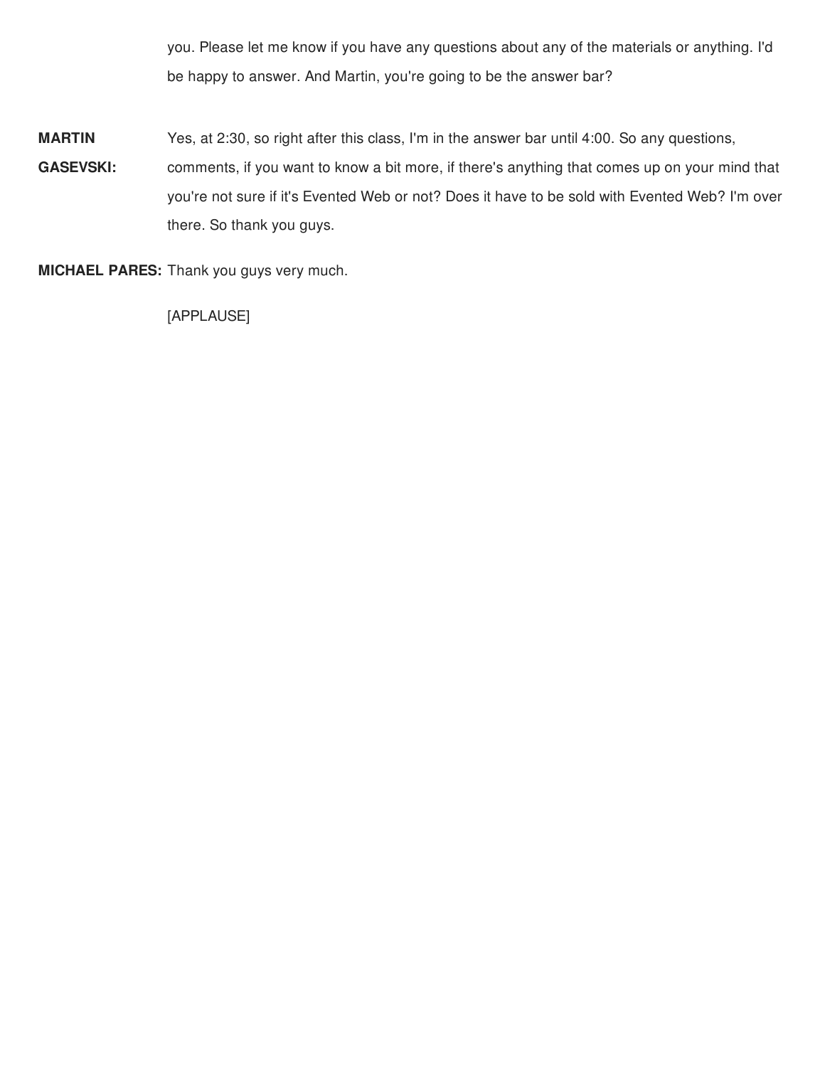you. Please let me know if you have any questions about any of the materials or anything. I'd be happy to answer. And Martin, you're going to be the answer bar?

**MARTIN GASEVSKI:** Yes, at 2:30, so right after this class, I'm in the answer bar until 4:00. So any questions, comments, if you want to know a bit more, if there's anything that comes up on your mind that you're not sure if it's Evented Web or not? Does it have to be sold with Evented Web? I'm over there. So thank you guys.

**MICHAEL PARES:** Thank you guys very much.

[APPLAUSE]